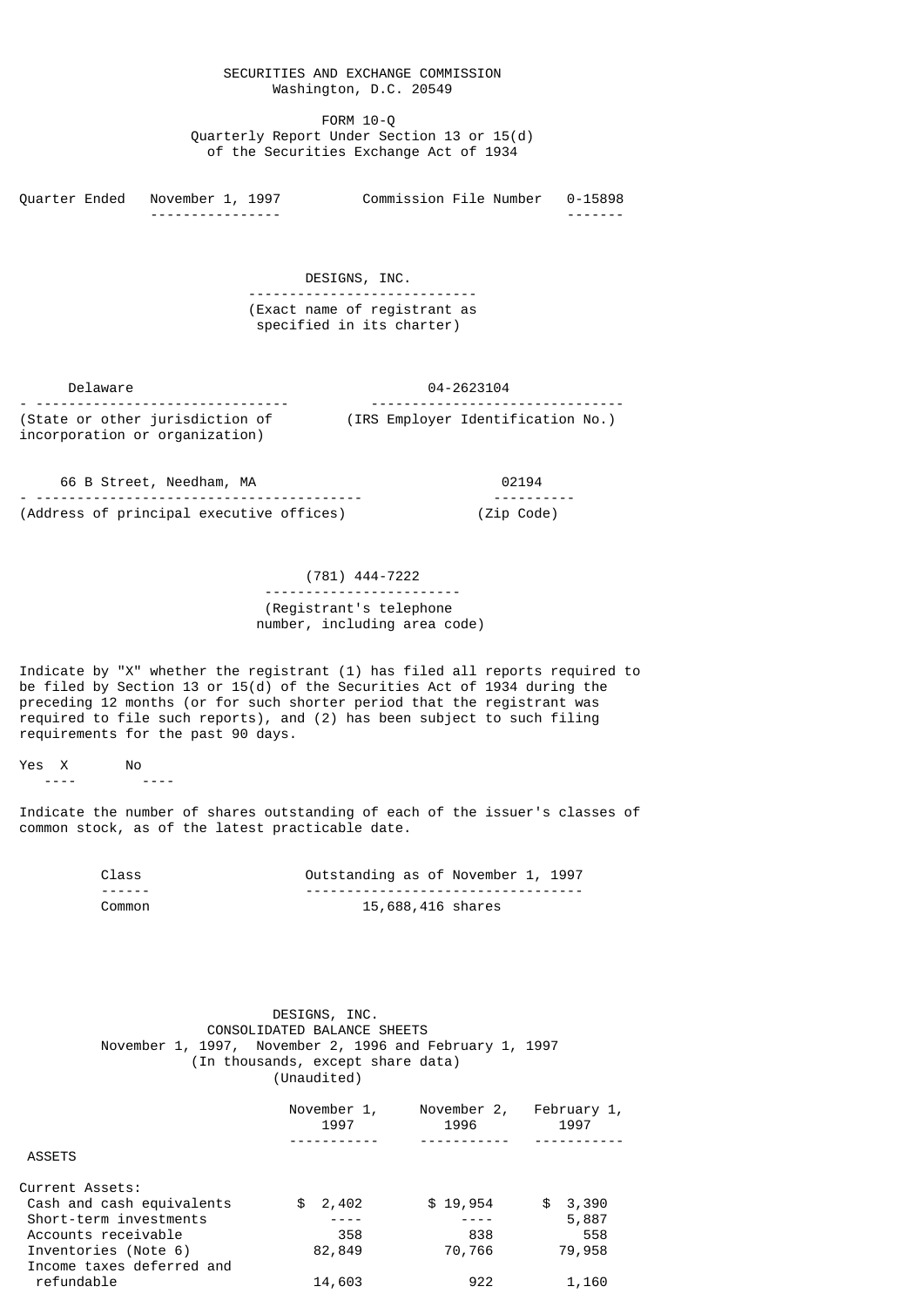SECURITIES AND EXCHANGE COMMISSION
Washington, D.C. 20549

FORM 10-Q
Quarterly Report Under Section 13 or 15(d)
of the Securities Exchange Act of 1934

Quarter Ended November 1, 1997 Commission File Number 0-15898

# DESIGNS, INC.

(Exact name of registrant as specified in its charter)

| Delaware | 04-2623104 |
|---|---|
| (State or other jurisdiction of incorporation or organization) | (IRS Employer Identification No.) |

| 66 B Street, Needham, MA | 02194 |
|---|---|
| (Address of principal executive offices) | (Zip Code) |

(781) 444-7222
(Registrant's telephone number, including area code)

Indicate by "X" whether the registrant (1) has filed all reports required to be filed by Section 13 or 15(d) of the Securities Act of 1934 during the preceding 12 months (or for such shorter period that the registrant was required to file such reports), and (2) has been subject to such filing requirements for the past 90 days.

Yes X No ____

Indicate the number of shares outstanding of each of the issuer's classes of common stock, as of the latest practicable date.

| Class | Outstanding as of November 1, 1997 |
|---|---|
| Common | 15,688,416 shares |

## DESIGNS, INC.
## CONSOLIDATED BALANCE SHEETS
November 1, 1997, November 2, 1996 and February 1, 1997
(In thousands, except share data)
(Unaudited)

| | November 1, 1997 | November 2, 1996 | February 1, 1997 |
|---|---|---|---|
| ASSETS | | | |
| Current Assets: | | | |
| Cash and cash equivalents | $ 2,402 | $ 19,954 | $ 3,390 |
| Short-term investments | ---- | ---- | 5,887 |
| Accounts receivable | 358 | 838 | 558 |
| Inventories (Note 6) | 82,849 | 70,766 | 79,958 |
| Income taxes deferred and refundable | 14,603 | 922 | 1,160 |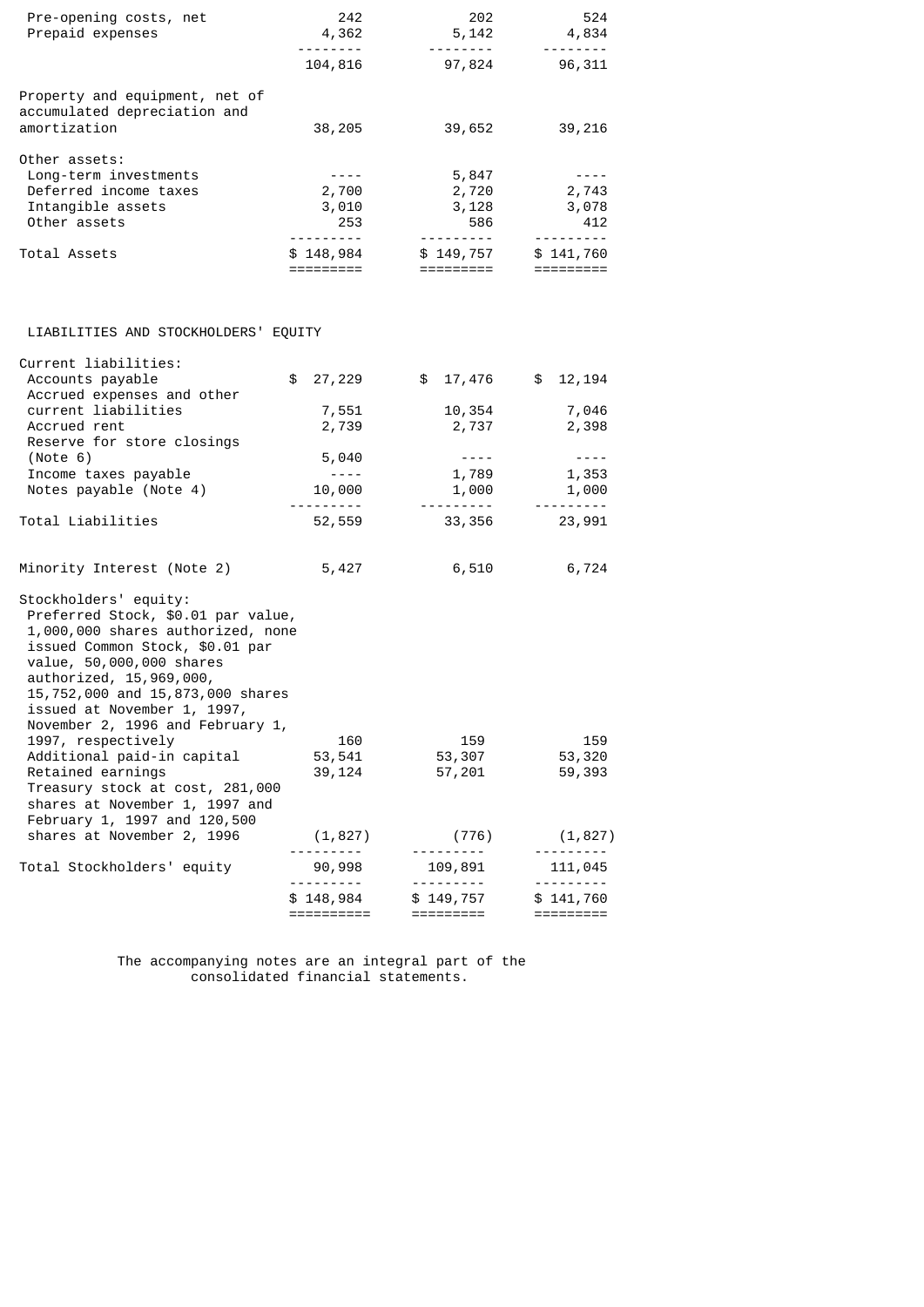|  |  |  |  |
|---|---|---|---|
| Pre-opening costs, net | 242 | 202 | 524 |
| Prepaid expenses | 4,362 | 5,142 | 4,834 |
|  | 104,816 | 97,824 | 96,311 |
| Property and equipment, net of accumulated depreciation and amortization | 38,205 | 39,652 | 39,216 |
| Other assets: |  |  |  |
| Long-term investments | ---- | 5,847 | ---- |
| Deferred income taxes | 2,700 | 2,720 | 2,743 |
| Intangible assets | 3,010 | 3,128 | 3,078 |
| Other assets | 253 | 586 | 412 |
| Total Assets | $ 148,984 | $ 149,757 | $ 141,760 |

LIABILITIES AND STOCKHOLDERS' EQUITY

|  |  |  |  |
|---|---|---|---|
| Current liabilities: |  |  |  |
| Accounts payable | $ 27,229 | $ 17,476 | $ 12,194 |
| Accrued expenses and other current liabilities | 7,551 | 10,354 | 7,046 |
| Accrued rent | 2,739 | 2,737 | 2,398 |
| Reserve for store closings (Note 6) | 5,040 | ---- | ---- |
| Income taxes payable | ---- | 1,789 | 1,353 |
| Notes payable (Note 4) | 10,000 | 1,000 | 1,000 |
| Total Liabilities | 52,559 | 33,356 | 23,991 |
| Minority Interest (Note 2) | 5,427 | 6,510 | 6,724 |
| Stockholders' equity: |  |  |  |
| Preferred Stock, $0.01 par value, 1,000,000 shares authorized, none issued Common Stock, $0.01 par value, 50,000,000 shares authorized, 15,969,000, 15,752,000 and 15,873,000 shares issued at November 1, 1997, November 2, 1996 and February 1, 1997, respectively | 160 | 159 | 159 |
| Additional paid-in capital | 53,541 | 53,307 | 53,320 |
| Retained earnings | 39,124 | 57,201 | 59,393 |
| Treasury stock at cost, 281,000 shares at November 1, 1997 and February 1, 1997 and 120,500 shares at November 2, 1996 | (1,827) | (776) | (1,827) |
| Total Stockholders' equity | 90,998 | 109,891 | 111,045 |
|  | $ 148,984 | $ 149,757 | $ 141,760 |

The accompanying notes are an integral part of the consolidated financial statements.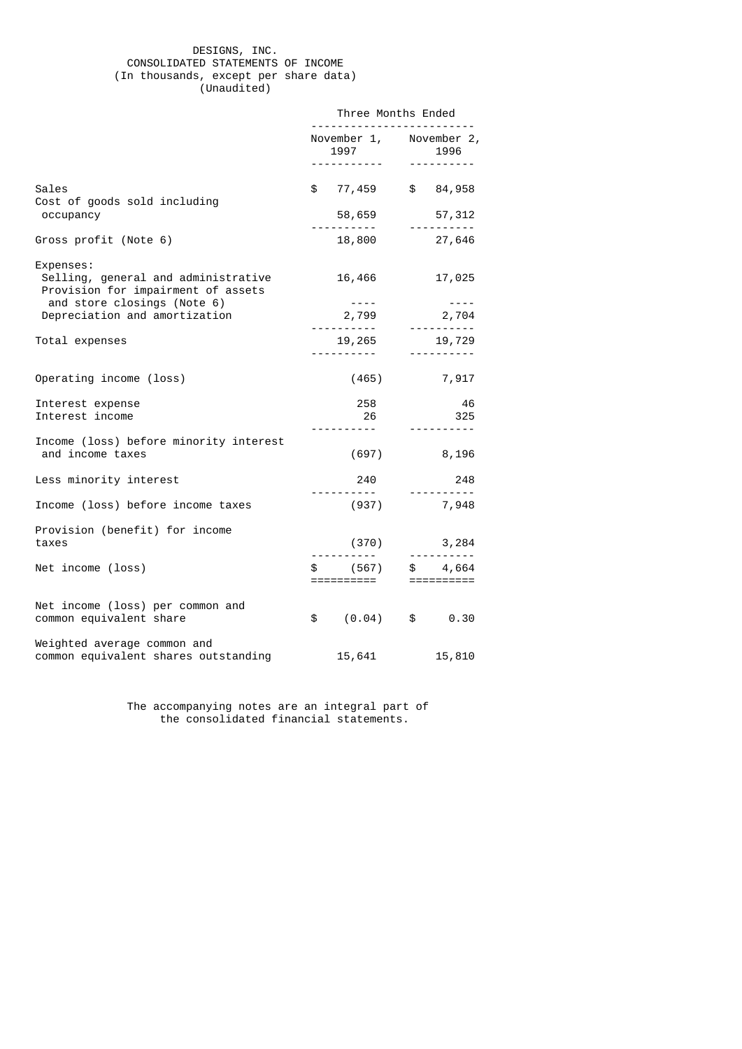# DESIGNS, INC.

## CONSOLIDATED STATEMENTS OF INCOME

(In thousands, except per share data)
(Unaudited)

| | Three Months Ended | |
|---|---|---|
| | November 1, 1997 | November 2, 1996 |
| Sales | $ 77,459 | $ 84,958 |
| Cost of goods sold including occupancy | 58,659 | 57,312 |
| Gross profit (Note 6) | 18,800 | 27,646 |
| Expenses: | | |
| Selling, general and administrative | 16,466 | 17,025 |
| Provision for impairment of assets and store closings (Note 6) | ---- | ---- |
| Depreciation and amortization | 2,799 | 2,704 |
| Total expenses | 19,265 | 19,729 |
| Operating income (loss) | (465) | 7,917 |
| Interest expense | 258 | 46 |
| Interest income | 26 | 325 |
| Income (loss) before minority interest and income taxes | (697) | 8,196 |
| Less minority interest | 240 | 248 |
| Income (loss) before income taxes | (937) | 7,948 |
| Provision (benefit) for income taxes | (370) | 3,284 |
| Net income (loss) | $ (567) | $ 4,664 |
| Net income (loss) per common and common equivalent share | $ (0.04) | $ 0.30 |
| Weighted average common and common equivalent shares outstanding | 15,641 | 15,810 |

The accompanying notes are an integral part of the consolidated financial statements.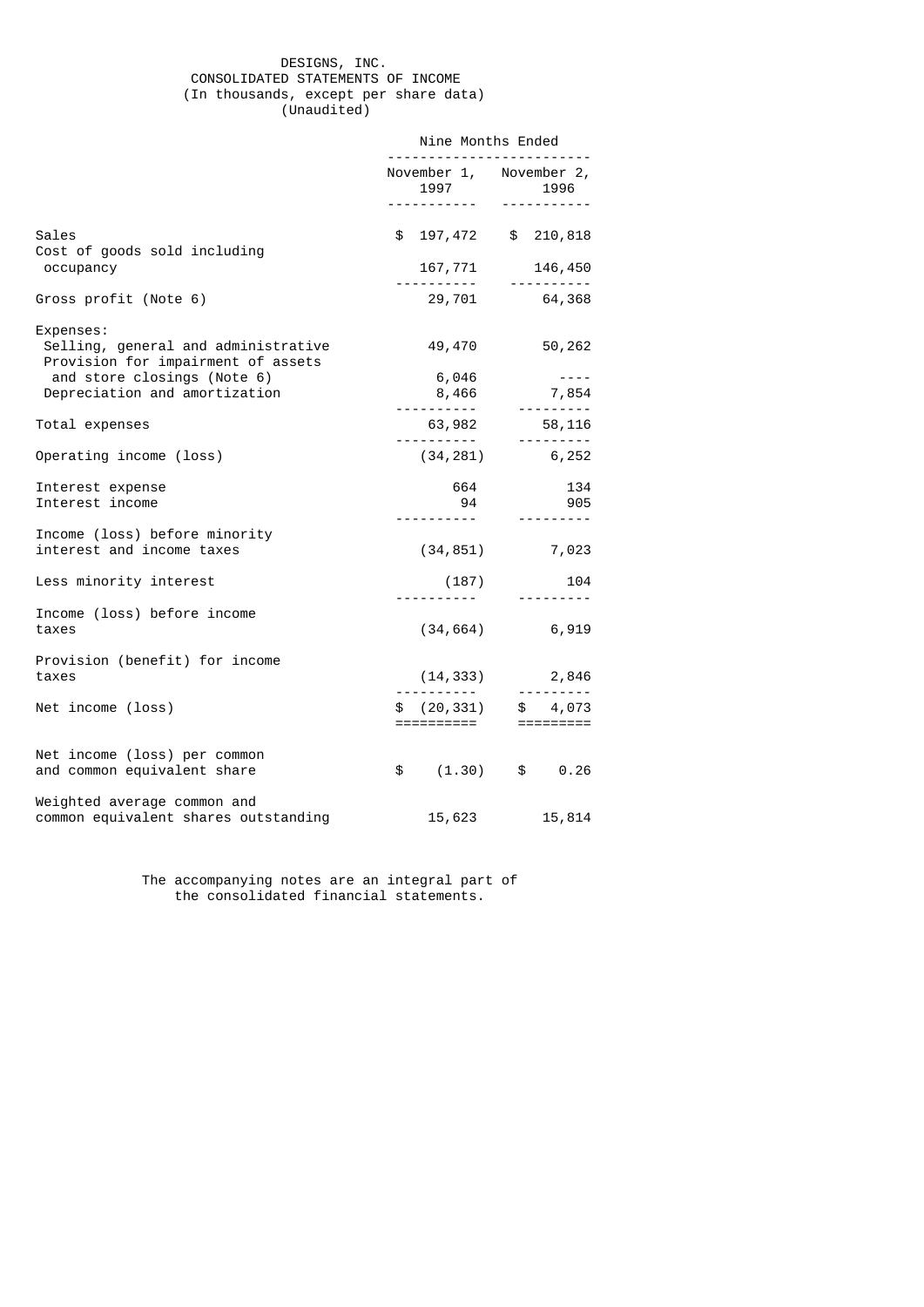# DESIGNS, INC.
## CONSOLIDATED STATEMENTS OF INCOME
### (In thousands, except per share data)
### (Unaudited)

| | Nine Months Ended | |
|---|---|---|
| | November 1, 1997 | November 2, 1996 |
| Sales | $ 197,472 | $ 210,818 |
| Cost of goods sold including occupancy | 167,771 | 146,450 |
| Gross profit (Note 6) | 29,701 | 64,368 |
| Expenses: | | |
| Selling, general and administrative | 49,470 | 50,262 |
| Provision for impairment of assets and store closings (Note 6) | 6,046 | ---- |
| Depreciation and amortization | 8,466 | 7,854 |
| Total expenses | 63,982 | 58,116 |
| Operating income (loss) | (34,281) | 6,252 |
| Interest expense | 664 | 134 |
| Interest income | 94 | 905 |
| Income (loss) before minority interest and income taxes | (34,851) | 7,023 |
| Less minority interest | (187) | 104 |
| Income (loss) before income taxes | (34,664) | 6,919 |
| Provision (benefit) for income taxes | (14,333) | 2,846 |
| Net income (loss) | $ (20,331) | $ 4,073 |
| Net income (loss) per common and common equivalent share | $ (1.30) | $ 0.26 |
| Weighted average common and common equivalent shares outstanding | 15,623 | 15,814 |

The accompanying notes are an integral part of the consolidated financial statements.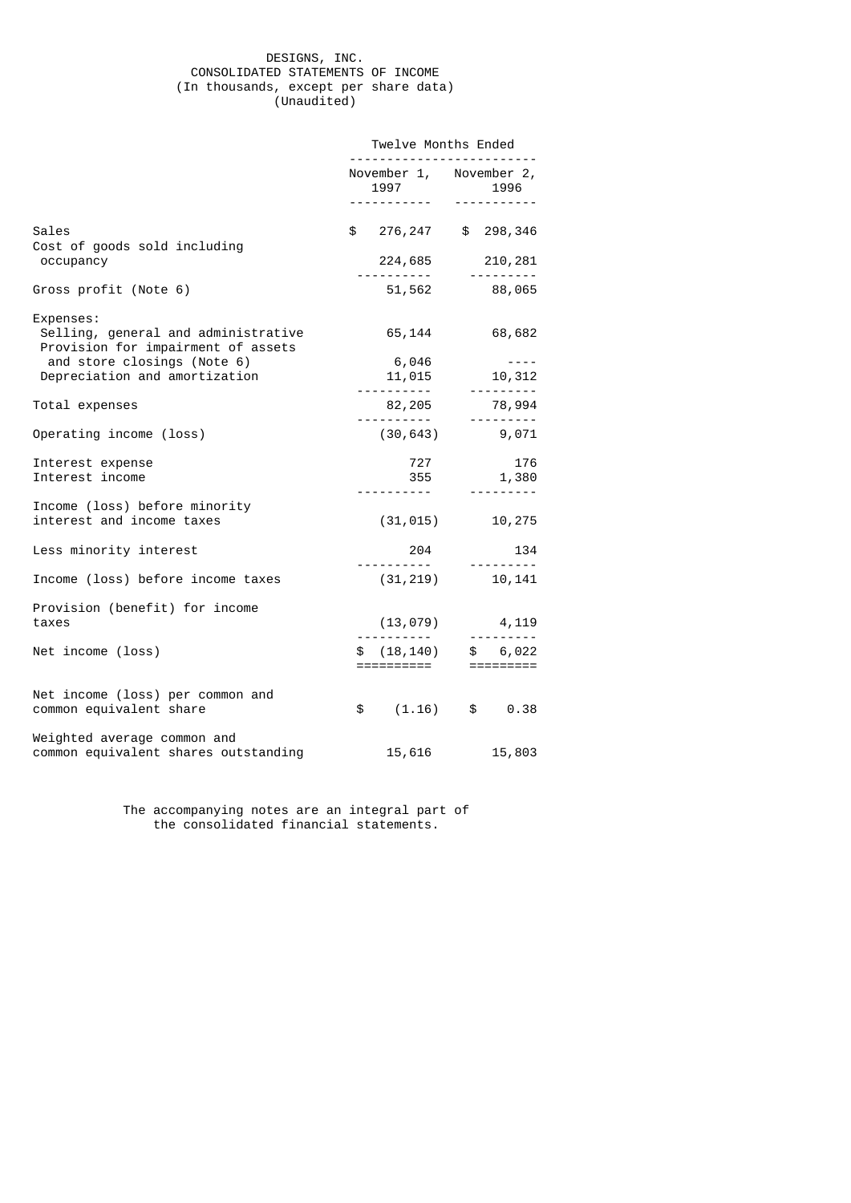DESIGNS, INC.
CONSOLIDATED STATEMENTS OF INCOME
(In thousands, except per share data)
(Unaudited)

| | Twelve Months Ended | |
|---|---|---|
| | November 1, 1997 | November 2, 1996 |
| Sales | $ 276,247 | $ 298,346 |
| Cost of goods sold including occupancy | 224,685 | 210,281 |
| Gross profit (Note 6) | 51,562 | 88,065 |
| Expenses: | | |
| Selling, general and administrative | 65,144 | 68,682 |
| Provision for impairment of assets and store closings (Note 6) | 6,046 | ---- |
| Depreciation and amortization | 11,015 | 10,312 |
| Total expenses | 82,205 | 78,994 |
| Operating income (loss) | (30,643) | 9,071 |
| Interest expense | 727 | 176 |
| Interest income | 355 | 1,380 |
| Income (loss) before minority interest and income taxes | (31,015) | 10,275 |
| Less minority interest | 204 | 134 |
| Income (loss) before income taxes | (31,219) | 10,141 |
| Provision (benefit) for income taxes | (13,079) | 4,119 |
| Net income (loss) | $ (18,140) | $ 6,022 |
| Net income (loss) per common and common equivalent share | $ (1.16) | $ 0.38 |
| Weighted average common and common equivalent shares outstanding | 15,616 | 15,803 |

The accompanying notes are an integral part of the consolidated financial statements.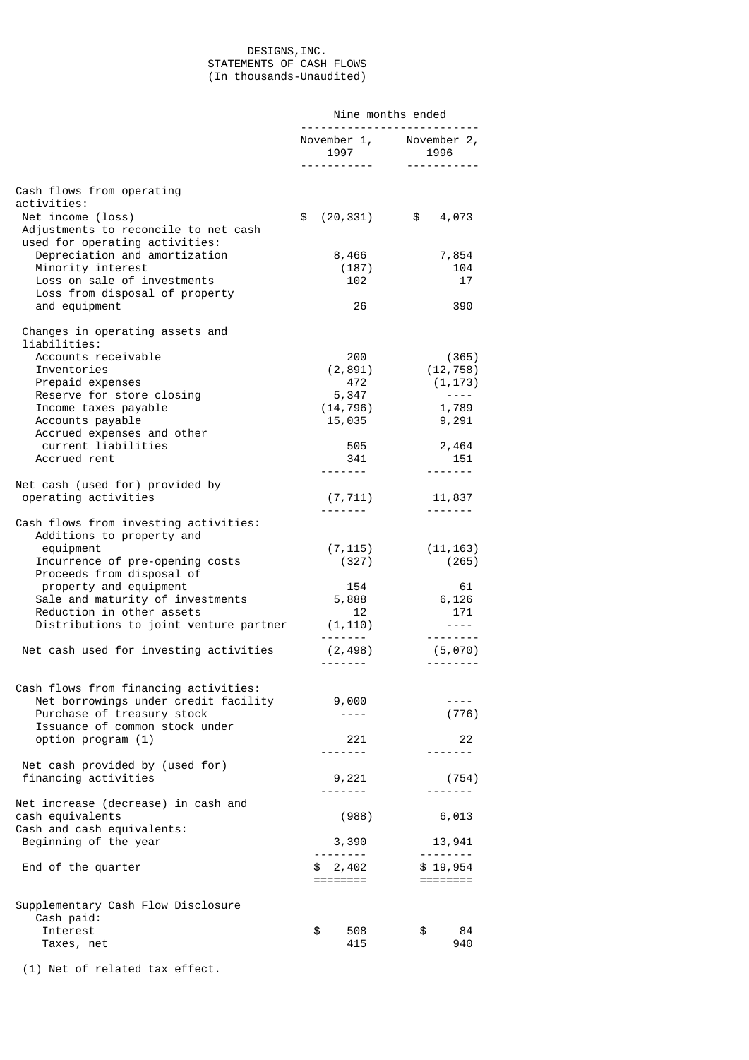DESIGNS, INC.
STATEMENTS OF CASH FLOWS
(In thousands-Unaudited)

| | Nine months ended | |
|---|---|---|
| | November 1, 1997 | November 2, 1996 |
| Cash flows from operating activities: | | |
| Net income (loss) | $ (20,331) | $ 4,073 |
| Adjustments to reconcile to net cash used for operating activities: | | |
| Depreciation and amortization | 8,466 | 7,854 |
| Minority interest | (187) | 104 |
| Loss on sale of investments | 102 | 17 |
| Loss from disposal of property and equipment | 26 | 390 |
| Changes in operating assets and liabilities: | | |
| Accounts receivable | 200 | (365) |
| Inventories | (2,891) | (12,758) |
| Prepaid expenses | 472 | (1,173) |
| Reserve for store closing | 5,347 | ---- |
| Income taxes payable | (14,796) | 1,789 |
| Accounts payable | 15,035 | 9,291 |
| Accrued expenses and other current liabilities | 505 | 2,464 |
| Accrued rent | 341 | 151 |
| Net cash (used for) provided by operating activities | (7,711) | 11,837 |
| Cash flows from investing activities: | | |
| Additions to property and equipment | (7,115) | (11,163) |
| Incurrence of pre-opening costs | (327) | (265) |
| Proceeds from disposal of property and equipment | 154 | 61 |
| Sale and maturity of investments | 5,888 | 6,126 |
| Reduction in other assets | 12 | 171 |
| Distributions to joint venture partner | (1,110) | ---- |
| Net cash used for investing activities | (2,498) | (5,070) |
| Cash flows from financing activities: | | |
| Net borrowings under credit facility | 9,000 | ---- |
| Purchase of treasury stock | ---- | (776) |
| Issuance of common stock under option program (1) | 221 | 22 |
| Net cash provided by (used for) financing activities | 9,221 | (754) |
| Net increase (decrease) in cash and cash equivalents | (988) | 6,013 |
| Cash and cash equivalents: | | |
| Beginning of the year | 3,390 | 13,941 |
| End of the quarter | $ 2,402 | $ 19,954 |
| Supplementary Cash Flow Disclosure | | |
| Cash paid: | | |
| Interest | $ 508 | $ 84 |
| Taxes, net | 415 | 940 |

(1) Net of related tax effect.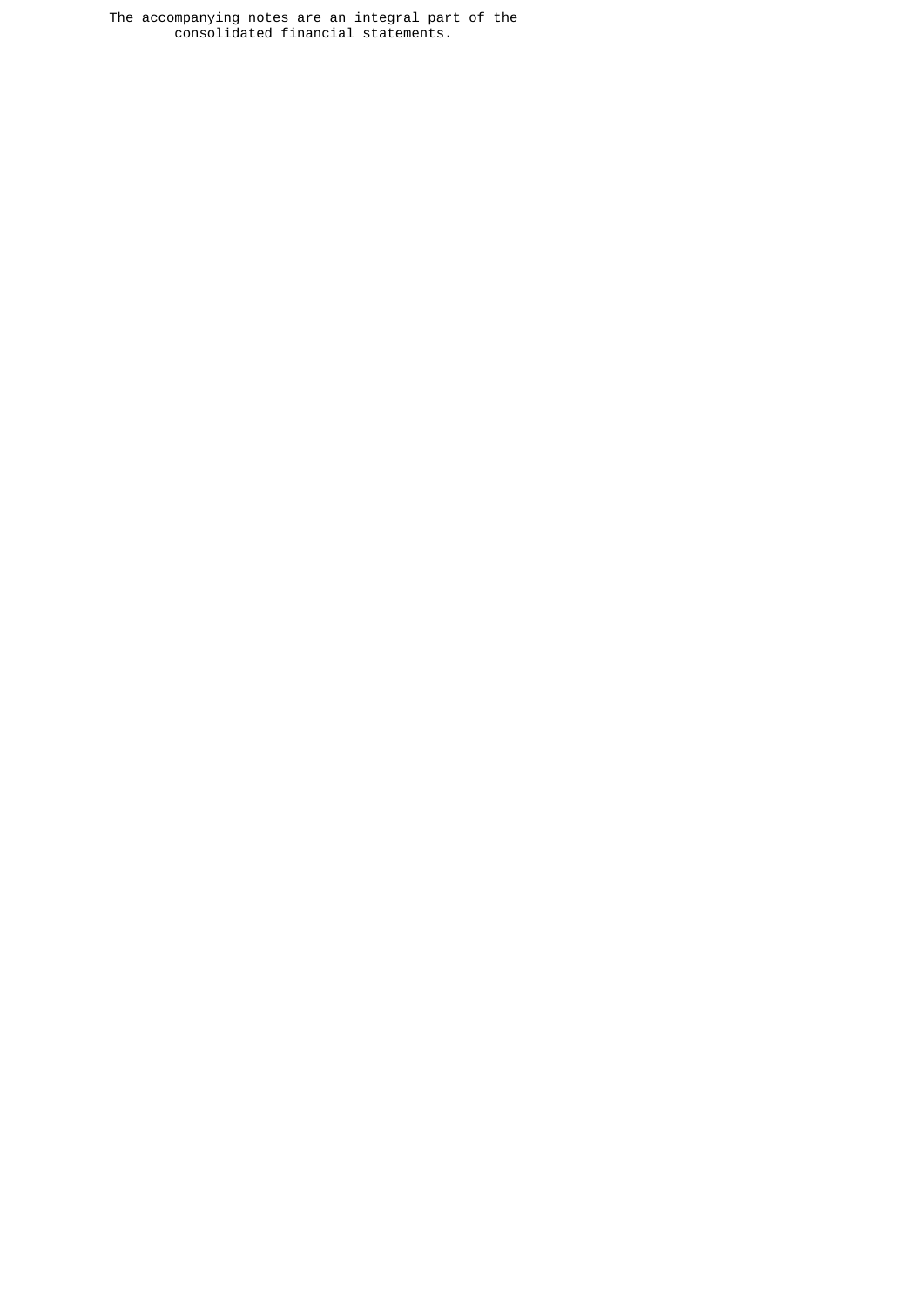The accompanying notes are an integral part of the consolidated financial statements.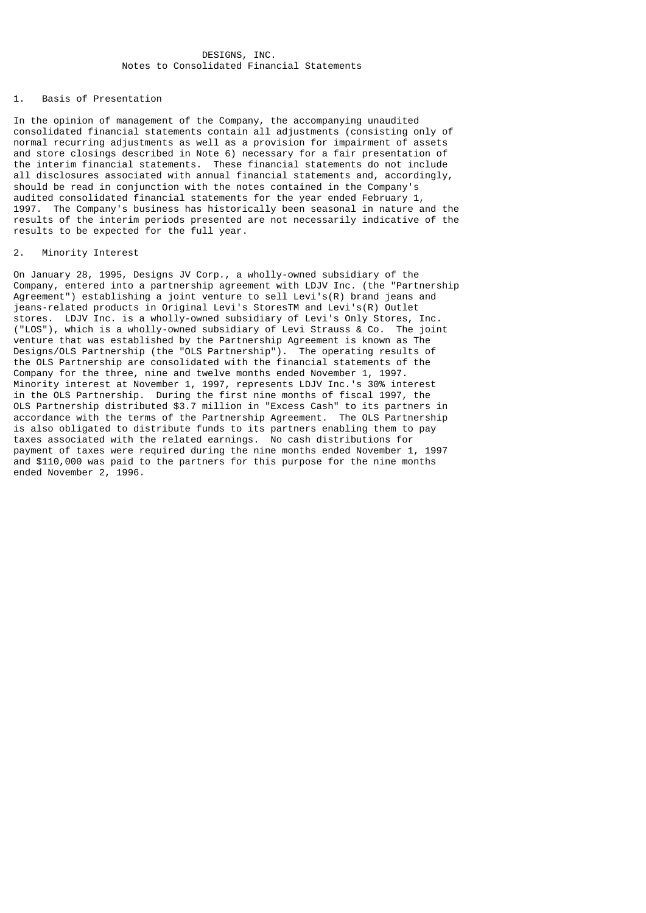# DESIGNS, INC.
## Notes to Consolidated Financial Statements

### 1. Basis of Presentation

In the opinion of management of the Company, the accompanying unaudited consolidated financial statements contain all adjustments (consisting only of normal recurring adjustments as well as a provision for impairment of assets and store closings described in Note 6) necessary for a fair presentation of the interim financial statements. These financial statements do not include all disclosures associated with annual financial statements and, accordingly, should be read in conjunction with the notes contained in the Company's audited consolidated financial statements for the year ended February 1, 1997. The Company's business has historically been seasonal in nature and the results of the interim periods presented are not necessarily indicative of the results to be expected for the full year.

### 2. Minority Interest

On January 28, 1995, Designs JV Corp., a wholly-owned subsidiary of the Company, entered into a partnership agreement with LDJV Inc. (the "Partnership Agreement") establishing a joint venture to sell Levi's(R) brand jeans and jeans-related products in Original Levi's StoresTM and Levi's(R) Outlet stores. LDJV Inc. is a wholly-owned subsidiary of Levi's Only Stores, Inc. ("LOS"), which is a wholly-owned subsidiary of Levi Strauss & Co. The joint venture that was established by the Partnership Agreement is known as The Designs/OLS Partnership (the "OLS Partnership"). The operating results of the OLS Partnership are consolidated with the financial statements of the Company for the three, nine and twelve months ended November 1, 1997. Minority interest at November 1, 1997, represents LDJV Inc.'s 30% interest in the OLS Partnership. During the first nine months of fiscal 1997, the OLS Partnership distributed $3.7 million in "Excess Cash" to its partners in accordance with the terms of the Partnership Agreement. The OLS Partnership is also obligated to distribute funds to its partners enabling them to pay taxes associated with the related earnings. No cash distributions for payment of taxes were required during the nine months ended November 1, 1997 and $110,000 was paid to the partners for this purpose for the nine months ended November 2, 1996.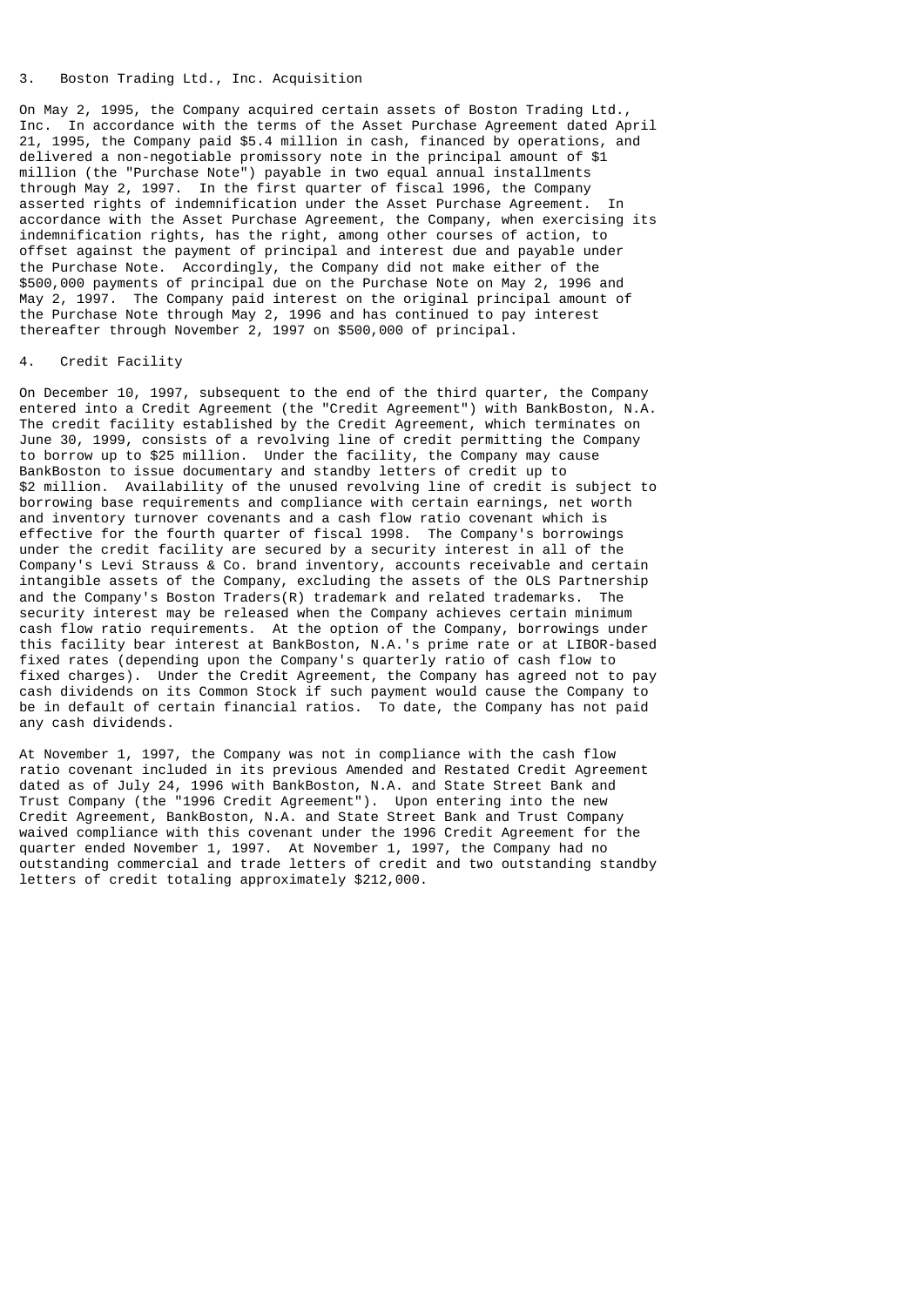## 3. Boston Trading Ltd., Inc. Acquisition

On May 2, 1995, the Company acquired certain assets of Boston Trading Ltd., Inc. In accordance with the terms of the Asset Purchase Agreement dated April 21, 1995, the Company paid $5.4 million in cash, financed by operations, and delivered a non-negotiable promissory note in the principal amount of $1 million (the "Purchase Note") payable in two equal annual installments through May 2, 1997. In the first quarter of fiscal 1996, the Company asserted rights of indemnification under the Asset Purchase Agreement. In accordance with the Asset Purchase Agreement, the Company, when exercising its indemnification rights, has the right, among other courses of action, to offset against the payment of principal and interest due and payable under the Purchase Note. Accordingly, the Company did not make either of the $500,000 payments of principal due on the Purchase Note on May 2, 1996 and May 2, 1997. The Company paid interest on the original principal amount of the Purchase Note through May 2, 1996 and has continued to pay interest thereafter through November 2, 1997 on $500,000 of principal.

## 4. Credit Facility

On December 10, 1997, subsequent to the end of the third quarter, the Company entered into a Credit Agreement (the "Credit Agreement") with BankBoston, N.A. The credit facility established by the Credit Agreement, which terminates on June 30, 1999, consists of a revolving line of credit permitting the Company to borrow up to $25 million. Under the facility, the Company may cause BankBoston to issue documentary and standby letters of credit up to $2 million. Availability of the unused revolving line of credit is subject to borrowing base requirements and compliance with certain earnings, net worth and inventory turnover covenants and a cash flow ratio covenant which is effective for the fourth quarter of fiscal 1998. The Company's borrowings under the credit facility are secured by a security interest in all of the Company's Levi Strauss & Co. brand inventory, accounts receivable and certain intangible assets of the Company, excluding the assets of the OLS Partnership and the Company's Boston Traders(R) trademark and related trademarks. The security interest may be released when the Company achieves certain minimum cash flow ratio requirements. At the option of the Company, borrowings under this facility bear interest at BankBoston, N.A.'s prime rate or at LIBOR-based fixed rates (depending upon the Company's quarterly ratio of cash flow to fixed charges). Under the Credit Agreement, the Company has agreed not to pay cash dividends on its Common Stock if such payment would cause the Company to be in default of certain financial ratios. To date, the Company has not paid any cash dividends.

At November 1, 1997, the Company was not in compliance with the cash flow ratio covenant included in its previous Amended and Restated Credit Agreement dated as of July 24, 1996 with BankBoston, N.A. and State Street Bank and Trust Company (the "1996 Credit Agreement"). Upon entering into the new Credit Agreement, BankBoston, N.A. and State Street Bank and Trust Company waived compliance with this covenant under the 1996 Credit Agreement for the quarter ended November 1, 1997. At November 1, 1997, the Company had no outstanding commercial and trade letters of credit and two outstanding standby letters of credit totaling approximately $212,000.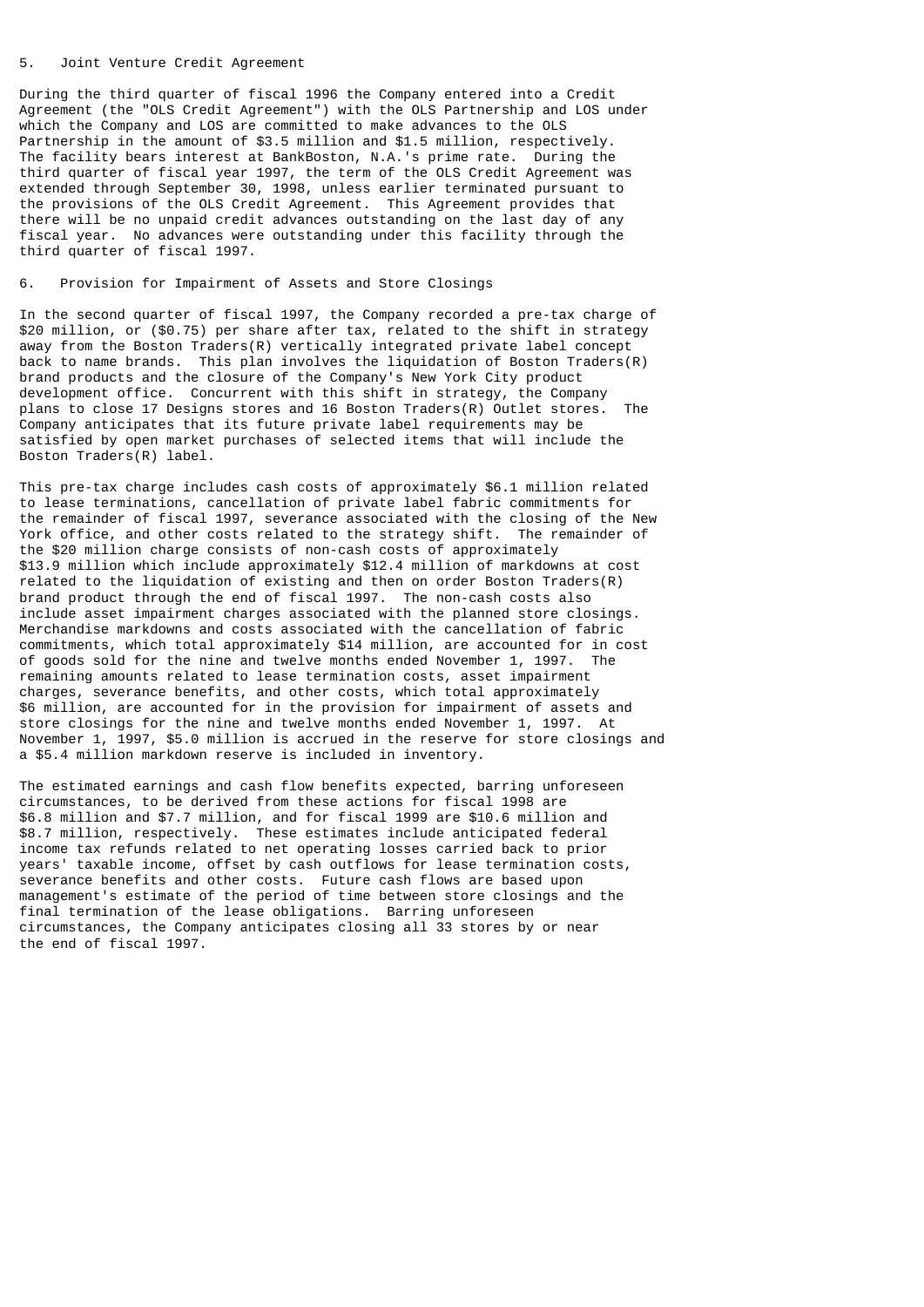## 5. Joint Venture Credit Agreement

During the third quarter of fiscal 1996 the Company entered into a Credit Agreement (the "OLS Credit Agreement") with the OLS Partnership and LOS under which the Company and LOS are committed to make advances to the OLS Partnership in the amount of $3.5 million and $1.5 million, respectively. The facility bears interest at BankBoston, N.A.'s prime rate. During the third quarter of fiscal year 1997, the term of the OLS Credit Agreement was extended through September 30, 1998, unless earlier terminated pursuant to the provisions of the OLS Credit Agreement. This Agreement provides that there will be no unpaid credit advances outstanding on the last day of any fiscal year. No advances were outstanding under this facility through the third quarter of fiscal 1997.

## 6. Provision for Impairment of Assets and Store Closings

In the second quarter of fiscal 1997, the Company recorded a pre-tax charge of $20 million, or ($0.75) per share after tax, related to the shift in strategy away from the Boston Traders(R) vertically integrated private label concept back to name brands. This plan involves the liquidation of Boston Traders(R) brand products and the closure of the Company's New York City product development office. Concurrent with this shift in strategy, the Company plans to close 17 Designs stores and 16 Boston Traders(R) Outlet stores. The Company anticipates that its future private label requirements may be satisfied by open market purchases of selected items that will include the Boston Traders(R) label.

This pre-tax charge includes cash costs of approximately $6.1 million related to lease terminations, cancellation of private label fabric commitments for the remainder of fiscal 1997, severance associated with the closing of the New York office, and other costs related to the strategy shift. The remainder of the $20 million charge consists of non-cash costs of approximately $13.9 million which include approximately $12.4 million of markdowns at cost related to the liquidation of existing and then on order Boston Traders(R) brand product through the end of fiscal 1997. The non-cash costs also include asset impairment charges associated with the planned store closings. Merchandise markdowns and costs associated with the cancellation of fabric commitments, which total approximately $14 million, are accounted for in cost of goods sold for the nine and twelve months ended November 1, 1997. The remaining amounts related to lease termination costs, asset impairment charges, severance benefits, and other costs, which total approximately $6 million, are accounted for in the provision for impairment of assets and store closings for the nine and twelve months ended November 1, 1997. At November 1, 1997, $5.0 million is accrued in the reserve for store closings and a $5.4 million markdown reserve is included in inventory.

The estimated earnings and cash flow benefits expected, barring unforeseen circumstances, to be derived from these actions for fiscal 1998 are $6.8 million and $7.7 million, and for fiscal 1999 are $10.6 million and $8.7 million, respectively. These estimates include anticipated federal income tax refunds related to net operating losses carried back to prior years' taxable income, offset by cash outflows for lease termination costs, severance benefits and other costs. Future cash flows are based upon management's estimate of the period of time between store closings and the final termination of the lease obligations. Barring unforeseen circumstances, the Company anticipates closing all 33 stores by or near the end of fiscal 1997.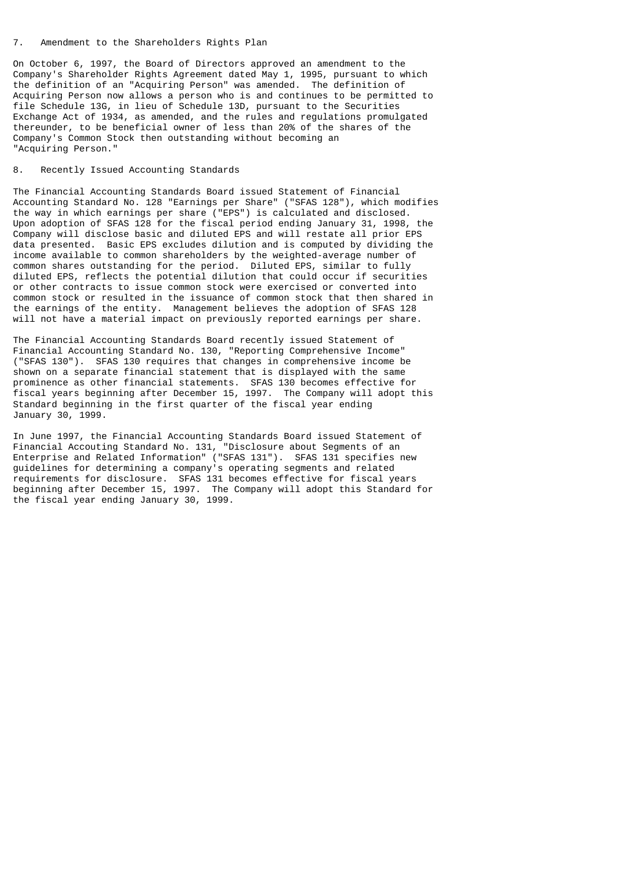## 7. Amendment to the Shareholders Rights Plan

On October 6, 1997, the Board of Directors approved an amendment to the Company's Shareholder Rights Agreement dated May 1, 1995, pursuant to which the definition of an "Acquiring Person" was amended. The definition of Acquiring Person now allows a person who is and continues to be permitted to file Schedule 13G, in lieu of Schedule 13D, pursuant to the Securities Exchange Act of 1934, as amended, and the rules and regulations promulgated thereunder, to be beneficial owner of less than 20% of the shares of the Company's Common Stock then outstanding without becoming an "Acquiring Person."

## 8. Recently Issued Accounting Standards

The Financial Accounting Standards Board issued Statement of Financial Accounting Standard No. 128 "Earnings per Share" ("SFAS 128"), which modifies the way in which earnings per share ("EPS") is calculated and disclosed. Upon adoption of SFAS 128 for the fiscal period ending January 31, 1998, the Company will disclose basic and diluted EPS and will restate all prior EPS data presented. Basic EPS excludes dilution and is computed by dividing the income available to common shareholders by the weighted-average number of common shares outstanding for the period. Diluted EPS, similar to fully diluted EPS, reflects the potential dilution that could occur if securities or other contracts to issue common stock were exercised or converted into common stock or resulted in the issuance of common stock that then shared in the earnings of the entity. Management believes the adoption of SFAS 128 will not have a material impact on previously reported earnings per share.

The Financial Accounting Standards Board recently issued Statement of Financial Accounting Standard No. 130, "Reporting Comprehensive Income" ("SFAS 130"). SFAS 130 requires that changes in comprehensive income be shown on a separate financial statement that is displayed with the same prominence as other financial statements. SFAS 130 becomes effective for fiscal years beginning after December 15, 1997. The Company will adopt this Standard beginning in the first quarter of the fiscal year ending January 30, 1999.

In June 1997, the Financial Accounting Standards Board issued Statement of Financial Accouting Standard No. 131, "Disclosure about Segments of an Enterprise and Related Information" ("SFAS 131"). SFAS 131 specifies new guidelines for determining a company's operating segments and related requirements for disclosure. SFAS 131 becomes effective for fiscal years beginning after December 15, 1997. The Company will adopt this Standard for the fiscal year ending January 30, 1999.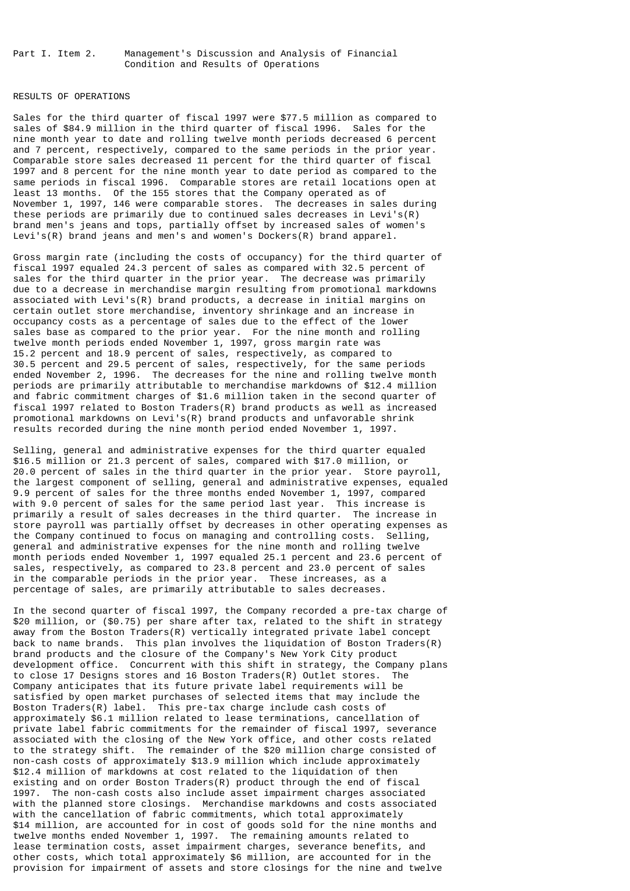Part I. Item 2. Management's Discussion and Analysis of Financial Condition and Results of Operations

## RESULTS OF OPERATIONS

Sales for the third quarter of fiscal 1997 were $77.5 million as compared to sales of $84.9 million in the third quarter of fiscal 1996. Sales for the nine month year to date and rolling twelve month periods decreased 6 percent and 7 percent, respectively, compared to the same periods in the prior year. Comparable store sales decreased 11 percent for the third quarter of fiscal 1997 and 8 percent for the nine month year to date period as compared to the same periods in fiscal 1996. Comparable stores are retail locations open at least 13 months. Of the 155 stores that the Company operated as of November 1, 1997, 146 were comparable stores. The decreases in sales during these periods are primarily due to continued sales decreases in Levi's(R) brand men's jeans and tops, partially offset by increased sales of women's Levi's(R) brand jeans and men's and women's Dockers(R) brand apparel.

Gross margin rate (including the costs of occupancy) for the third quarter of fiscal 1997 equaled 24.3 percent of sales as compared with 32.5 percent of sales for the third quarter in the prior year. The decrease was primarily due to a decrease in merchandise margin resulting from promotional markdowns associated with Levi's(R) brand products, a decrease in initial margins on certain outlet store merchandise, inventory shrinkage and an increase in occupancy costs as a percentage of sales due to the effect of the lower sales base as compared to the prior year. For the nine month and rolling twelve month periods ended November 1, 1997, gross margin rate was 15.2 percent and 18.9 percent of sales, respectively, as compared to 30.5 percent and 29.5 percent of sales, respectively, for the same periods ended November 2, 1996. The decreases for the nine and rolling twelve month periods are primarily attributable to merchandise markdowns of $12.4 million and fabric commitment charges of $1.6 million taken in the second quarter of fiscal 1997 related to Boston Traders(R) brand products as well as increased promotional markdowns on Levi's(R) brand products and unfavorable shrink results recorded during the nine month period ended November 1, 1997.

Selling, general and administrative expenses for the third quarter equaled $16.5 million or 21.3 percent of sales, compared with $17.0 million, or 20.0 percent of sales in the third quarter in the prior year. Store payroll, the largest component of selling, general and administrative expenses, equaled 9.9 percent of sales for the three months ended November 1, 1997, compared with 9.0 percent of sales for the same period last year. This increase is primarily a result of sales decreases in the third quarter. The increase in store payroll was partially offset by decreases in other operating expenses as the Company continued to focus on managing and controlling costs. Selling, general and administrative expenses for the nine month and rolling twelve month periods ended November 1, 1997 equaled 25.1 percent and 23.6 percent of sales, respectively, as compared to 23.8 percent and 23.0 percent of sales in the comparable periods in the prior year. These increases, as a percentage of sales, are primarily attributable to sales decreases.

In the second quarter of fiscal 1997, the Company recorded a pre-tax charge of $20 million, or ($0.75) per share after tax, related to the shift in strategy away from the Boston Traders(R) vertically integrated private label concept back to name brands. This plan involves the liquidation of Boston Traders(R) brand products and the closure of the Company's New York City product development office. Concurrent with this shift in strategy, the Company plans to close 17 Designs stores and 16 Boston Traders(R) Outlet stores. The Company anticipates that its future private label requirements will be satisfied by open market purchases of selected items that may include the Boston Traders(R) label. This pre-tax charge include cash costs of approximately $6.1 million related to lease terminations, cancellation of private label fabric commitments for the remainder of fiscal 1997, severance associated with the closing of the New York office, and other costs related to the strategy shift. The remainder of the $20 million charge consisted of non-cash costs of approximately $13.9 million which include approximately $12.4 million of markdowns at cost related to the liquidation of then existing and on order Boston Traders(R) product through the end of fiscal 1997. The non-cash costs also include asset impairment charges associated with the planned store closings. Merchandise markdowns and costs associated with the cancellation of fabric commitments, which total approximately $14 million, are accounted for in cost of goods sold for the nine months and twelve months ended November 1, 1997. The remaining amounts related to lease termination costs, asset impairment charges, severance benefits, and other costs, which total approximately $6 million, are accounted for in the provision for impairment of assets and store closings for the nine and twelve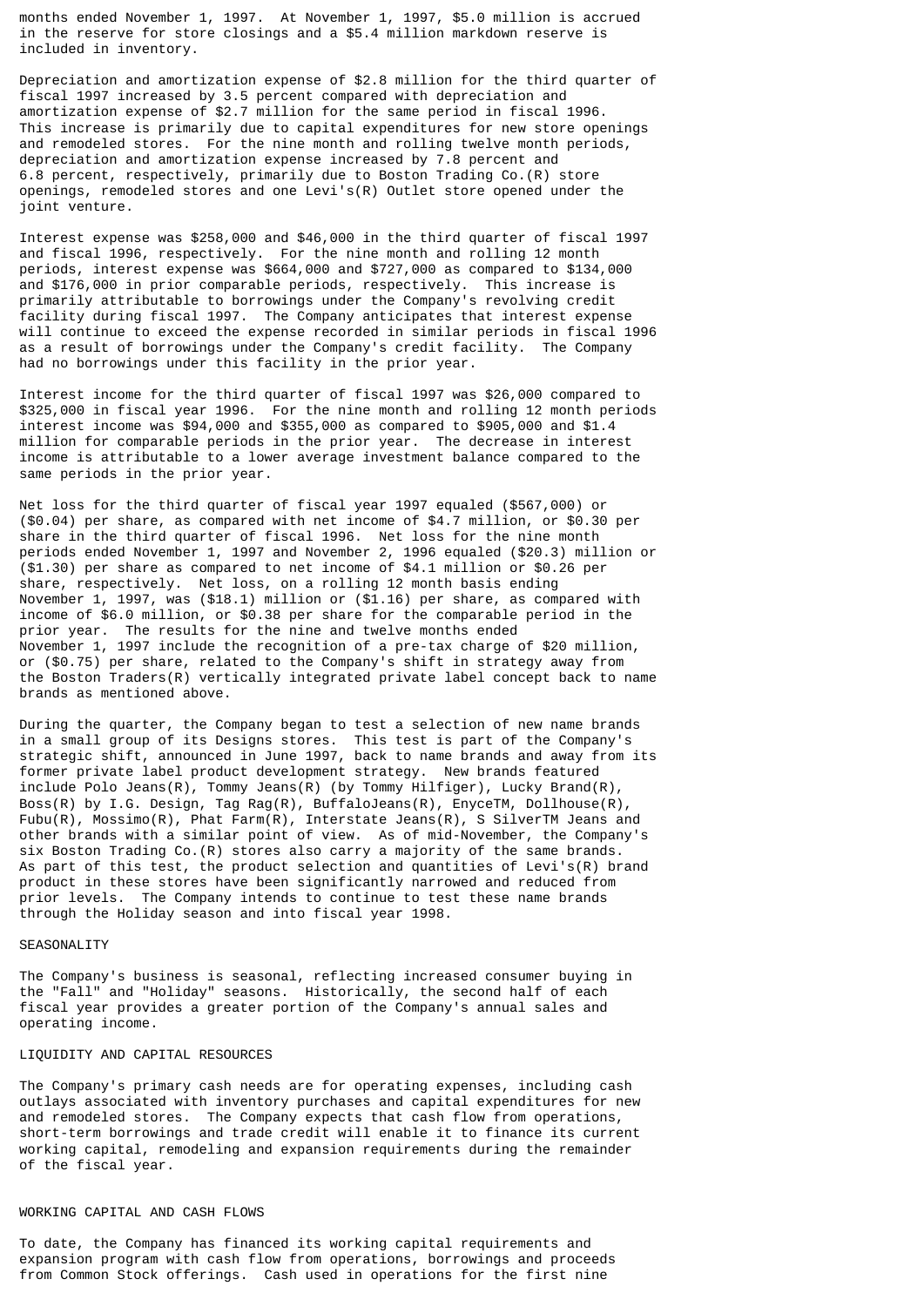months ended November 1, 1997. At November 1, 1997, $5.0 million is accrued in the reserve for store closings and a $5.4 million markdown reserve is included in inventory.

Depreciation and amortization expense of $2.8 million for the third quarter of fiscal 1997 increased by 3.5 percent compared with depreciation and amortization expense of $2.7 million for the same period in fiscal 1996. This increase is primarily due to capital expenditures for new store openings and remodeled stores. For the nine month and rolling twelve month periods, depreciation and amortization expense increased by 7.8 percent and 6.8 percent, respectively, primarily due to Boston Trading Co.(R) store openings, remodeled stores and one Levi's(R) Outlet store opened under the joint venture.

Interest expense was $258,000 and $46,000 in the third quarter of fiscal 1997 and fiscal 1996, respectively. For the nine month and rolling 12 month periods, interest expense was $664,000 and $727,000 as compared to $134,000 and $176,000 in prior comparable periods, respectively. This increase is primarily attributable to borrowings under the Company's revolving credit facility during fiscal 1997. The Company anticipates that interest expense will continue to exceed the expense recorded in similar periods in fiscal 1996 as a result of borrowings under the Company's credit facility. The Company had no borrowings under this facility in the prior year.

Interest income for the third quarter of fiscal 1997 was $26,000 compared to $325,000 in fiscal year 1996. For the nine month and rolling 12 month periods interest income was $94,000 and $355,000 as compared to $905,000 and $1.4 million for comparable periods in the prior year. The decrease in interest income is attributable to a lower average investment balance compared to the same periods in the prior year.

Net loss for the third quarter of fiscal year 1997 equaled ($567,000) or ($0.04) per share, as compared with net income of $4.7 million, or $0.30 per share in the third quarter of fiscal 1996. Net loss for the nine month periods ended November 1, 1997 and November 2, 1996 equaled ($20.3) million or ($1.30) per share as compared to net income of $4.1 million or $0.26 per share, respectively. Net loss, on a rolling 12 month basis ending November 1, 1997, was ($18.1) million or ($1.16) per share, as compared with income of $6.0 million, or $0.38 per share for the comparable period in the prior year. The results for the nine and twelve months ended November 1, 1997 include the recognition of a pre-tax charge of $20 million, or ($0.75) per share, related to the Company's shift in strategy away from the Boston Traders(R) vertically integrated private label concept back to name brands as mentioned above.

During the quarter, the Company began to test a selection of new name brands in a small group of its Designs stores. This test is part of the Company's strategic shift, announced in June 1997, back to name brands and away from its former private label product development strategy. New brands featured include Polo Jeans(R), Tommy Jeans(R) (by Tommy Hilfiger), Lucky Brand(R), Boss(R) by I.G. Design, Tag Rag(R), BuffaloJeans(R), EnyceTM, Dollhouse(R), Fubu(R), Mossimo(R), Phat Farm(R), Interstate Jeans(R), S SilverTM Jeans and other brands with a similar point of view. As of mid-November, the Company's six Boston Trading Co.(R) stores also carry a majority of the same brands. As part of this test, the product selection and quantities of Levi's(R) brand product in these stores have been significantly narrowed and reduced from prior levels. The Company intends to continue to test these name brands through the Holiday season and into fiscal year 1998.

## SEASONALITY

The Company's business is seasonal, reflecting increased consumer buying in the "Fall" and "Holiday" seasons. Historically, the second half of each fiscal year provides a greater portion of the Company's annual sales and operating income.

## LIQUIDITY AND CAPITAL RESOURCES

The Company's primary cash needs are for operating expenses, including cash outlays associated with inventory purchases and capital expenditures for new and remodeled stores. The Company expects that cash flow from operations, short-term borrowings and trade credit will enable it to finance its current working capital, remodeling and expansion requirements during the remainder of the fiscal year.

## WORKING CAPITAL AND CASH FLOWS

To date, the Company has financed its working capital requirements and expansion program with cash flow from operations, borrowings and proceeds from Common Stock offerings. Cash used in operations for the first nine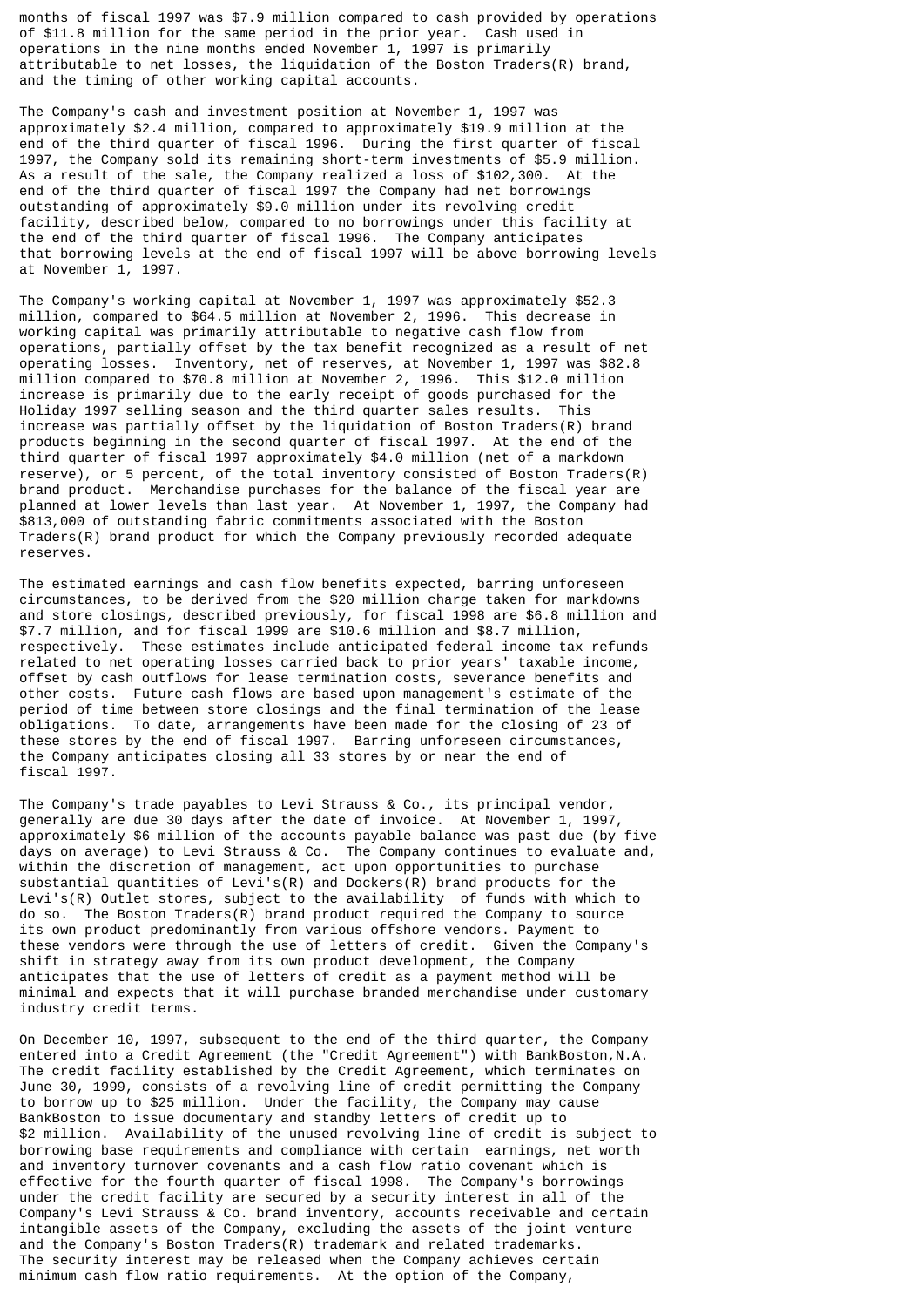months of fiscal 1997 was $7.9 million compared to cash provided by operations of $11.8 million for the same period in the prior year. Cash used in operations in the nine months ended November 1, 1997 is primarily attributable to net losses, the liquidation of the Boston Traders(R) brand, and the timing of other working capital accounts.

The Company's cash and investment position at November 1, 1997 was approximately $2.4 million, compared to approximately $19.9 million at the end of the third quarter of fiscal 1996. During the first quarter of fiscal 1997, the Company sold its remaining short-term investments of $5.9 million. As a result of the sale, the Company realized a loss of $102,300. At the end of the third quarter of fiscal 1997 the Company had net borrowings outstanding of approximately $9.0 million under its revolving credit facility, described below, compared to no borrowings under this facility at the end of the third quarter of fiscal 1996. The Company anticipates that borrowing levels at the end of fiscal 1997 will be above borrowing levels at November 1, 1997.

The Company's working capital at November 1, 1997 was approximately $52.3 million, compared to $64.5 million at November 2, 1996. This decrease in working capital was primarily attributable to negative cash flow from operations, partially offset by the tax benefit recognized as a result of net operating losses. Inventory, net of reserves, at November 1, 1997 was $82.8 million compared to $70.8 million at November 2, 1996. This $12.0 million increase is primarily due to the early receipt of goods purchased for the Holiday 1997 selling season and the third quarter sales results. This increase was partially offset by the liquidation of Boston Traders(R) brand products beginning in the second quarter of fiscal 1997. At the end of the third quarter of fiscal 1997 approximately $4.0 million (net of a markdown reserve), or 5 percent, of the total inventory consisted of Boston Traders(R) brand product. Merchandise purchases for the balance of the fiscal year are planned at lower levels than last year. At November 1, 1997, the Company had $813,000 of outstanding fabric commitments associated with the Boston Traders(R) brand product for which the Company previously recorded adequate reserves.

The estimated earnings and cash flow benefits expected, barring unforeseen circumstances, to be derived from the $20 million charge taken for markdowns and store closings, described previously, for fiscal 1998 are $6.8 million and $7.7 million, and for fiscal 1999 are $10.6 million and $8.7 million, respectively. These estimates include anticipated federal income tax refunds related to net operating losses carried back to prior years' taxable income, offset by cash outflows for lease termination costs, severance benefits and other costs. Future cash flows are based upon management's estimate of the period of time between store closings and the final termination of the lease obligations. To date, arrangements have been made for the closing of 23 of these stores by the end of fiscal 1997. Barring unforeseen circumstances, the Company anticipates closing all 33 stores by or near the end of fiscal 1997.

The Company's trade payables to Levi Strauss & Co., its principal vendor, generally are due 30 days after the date of invoice. At November 1, 1997, approximately $6 million of the accounts payable balance was past due (by five days on average) to Levi Strauss & Co. The Company continues to evaluate and, within the discretion of management, act upon opportunities to purchase substantial quantities of Levi's(R) and Dockers(R) brand products for the Levi's(R) Outlet stores, subject to the availability of funds with which to do so. The Boston Traders(R) brand product required the Company to source its own product predominantly from various offshore vendors. Payment to these vendors were through the use of letters of credit. Given the Company's shift in strategy away from its own product development, the Company anticipates that the use of letters of credit as a payment method will be minimal and expects that it will purchase branded merchandise under customary industry credit terms.

On December 10, 1997, subsequent to the end of the third quarter, the Company entered into a Credit Agreement (the "Credit Agreement") with BankBoston,N.A. The credit facility established by the Credit Agreement, which terminates on June 30, 1999, consists of a revolving line of credit permitting the Company to borrow up to $25 million. Under the facility, the Company may cause BankBoston to issue documentary and standby letters of credit up to $2 million. Availability of the unused revolving line of credit is subject to borrowing base requirements and compliance with certain earnings, net worth and inventory turnover covenants and a cash flow ratio covenant which is effective for the fourth quarter of fiscal 1998. The Company's borrowings under the credit facility are secured by a security interest in all of the Company's Levi Strauss & Co. brand inventory, accounts receivable and certain intangible assets of the Company, excluding the assets of the joint venture and the Company's Boston Traders(R) trademark and related trademarks. The security interest may be released when the Company achieves certain minimum cash flow ratio requirements. At the option of the Company,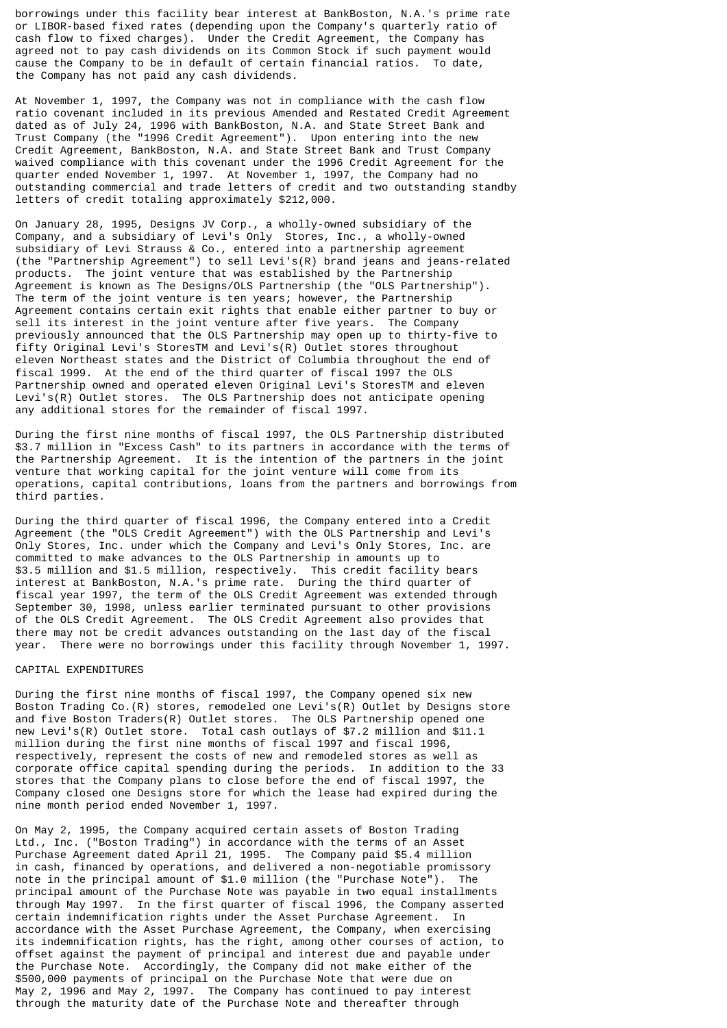borrowings under this facility bear interest at BankBoston, N.A.'s prime rate or LIBOR-based fixed rates (depending upon the Company's quarterly ratio of cash flow to fixed charges). Under the Credit Agreement, the Company has agreed not to pay cash dividends on its Common Stock if such payment would cause the Company to be in default of certain financial ratios. To date, the Company has not paid any cash dividends.

At November 1, 1997, the Company was not in compliance with the cash flow ratio covenant included in its previous Amended and Restated Credit Agreement dated as of July 24, 1996 with BankBoston, N.A. and State Street Bank and Trust Company (the "1996 Credit Agreement"). Upon entering into the new Credit Agreement, BankBoston, N.A. and State Street Bank and Trust Company waived compliance with this covenant under the 1996 Credit Agreement for the quarter ended November 1, 1997. At November 1, 1997, the Company had no outstanding commercial and trade letters of credit and two outstanding standby letters of credit totaling approximately $212,000.

On January 28, 1995, Designs JV Corp., a wholly-owned subsidiary of the Company, and a subsidiary of Levi's Only Stores, Inc., a wholly-owned subsidiary of Levi Strauss & Co., entered into a partnership agreement (the "Partnership Agreement") to sell Levi's(R) brand jeans and jeans-related products. The joint venture that was established by the Partnership Agreement is known as The Designs/OLS Partnership (the "OLS Partnership"). The term of the joint venture is ten years; however, the Partnership Agreement contains certain exit rights that enable either partner to buy or sell its interest in the joint venture after five years. The Company previously announced that the OLS Partnership may open up to thirty-five to fifty Original Levi's StoresTM and Levi's(R) Outlet stores throughout eleven Northeast states and the District of Columbia throughout the end of fiscal 1999. At the end of the third quarter of fiscal 1997 the OLS Partnership owned and operated eleven Original Levi's StoresTM and eleven Levi's(R) Outlet stores. The OLS Partnership does not anticipate opening any additional stores for the remainder of fiscal 1997.

During the first nine months of fiscal 1997, the OLS Partnership distributed $3.7 million in "Excess Cash" to its partners in accordance with the terms of the Partnership Agreement. It is the intention of the partners in the joint venture that working capital for the joint venture will come from its operations, capital contributions, loans from the partners and borrowings from third parties.

During the third quarter of fiscal 1996, the Company entered into a Credit Agreement (the "OLS Credit Agreement") with the OLS Partnership and Levi's Only Stores, Inc. under which the Company and Levi's Only Stores, Inc. are committed to make advances to the OLS Partnership in amounts up to $3.5 million and $1.5 million, respectively. This credit facility bears interest at BankBoston, N.A.'s prime rate. During the third quarter of fiscal year 1997, the term of the OLS Credit Agreement was extended through September 30, 1998, unless earlier terminated pursuant to other provisions of the OLS Credit Agreement. The OLS Credit Agreement also provides that there may not be credit advances outstanding on the last day of the fiscal year. There were no borrowings under this facility through November 1, 1997.

CAPITAL EXPENDITURES

During the first nine months of fiscal 1997, the Company opened six new Boston Trading Co.(R) stores, remodeled one Levi's(R) Outlet by Designs store and five Boston Traders(R) Outlet stores. The OLS Partnership opened one new Levi's(R) Outlet store. Total cash outlays of $7.2 million and $11.1 million during the first nine months of fiscal 1997 and fiscal 1996, respectively, represent the costs of new and remodeled stores as well as corporate office capital spending during the periods. In addition to the 33 stores that the Company plans to close before the end of fiscal 1997, the Company closed one Designs store for which the lease had expired during the nine month period ended November 1, 1997.

On May 2, 1995, the Company acquired certain assets of Boston Trading Ltd., Inc. ("Boston Trading") in accordance with the terms of an Asset Purchase Agreement dated April 21, 1995. The Company paid $5.4 million in cash, financed by operations, and delivered a non-negotiable promissory note in the principal amount of $1.0 million (the "Purchase Note"). The principal amount of the Purchase Note was payable in two equal installments through May 1997. In the first quarter of fiscal 1996, the Company asserted certain indemnification rights under the Asset Purchase Agreement. In accordance with the Asset Purchase Agreement, the Company, when exercising its indemnification rights, has the right, among other courses of action, to offset against the payment of principal and interest due and payable under the Purchase Note. Accordingly, the Company did not make either of the $500,000 payments of principal on the Purchase Note that were due on May 2, 1996 and May 2, 1997. The Company has continued to pay interest through the maturity date of the Purchase Note and thereafter through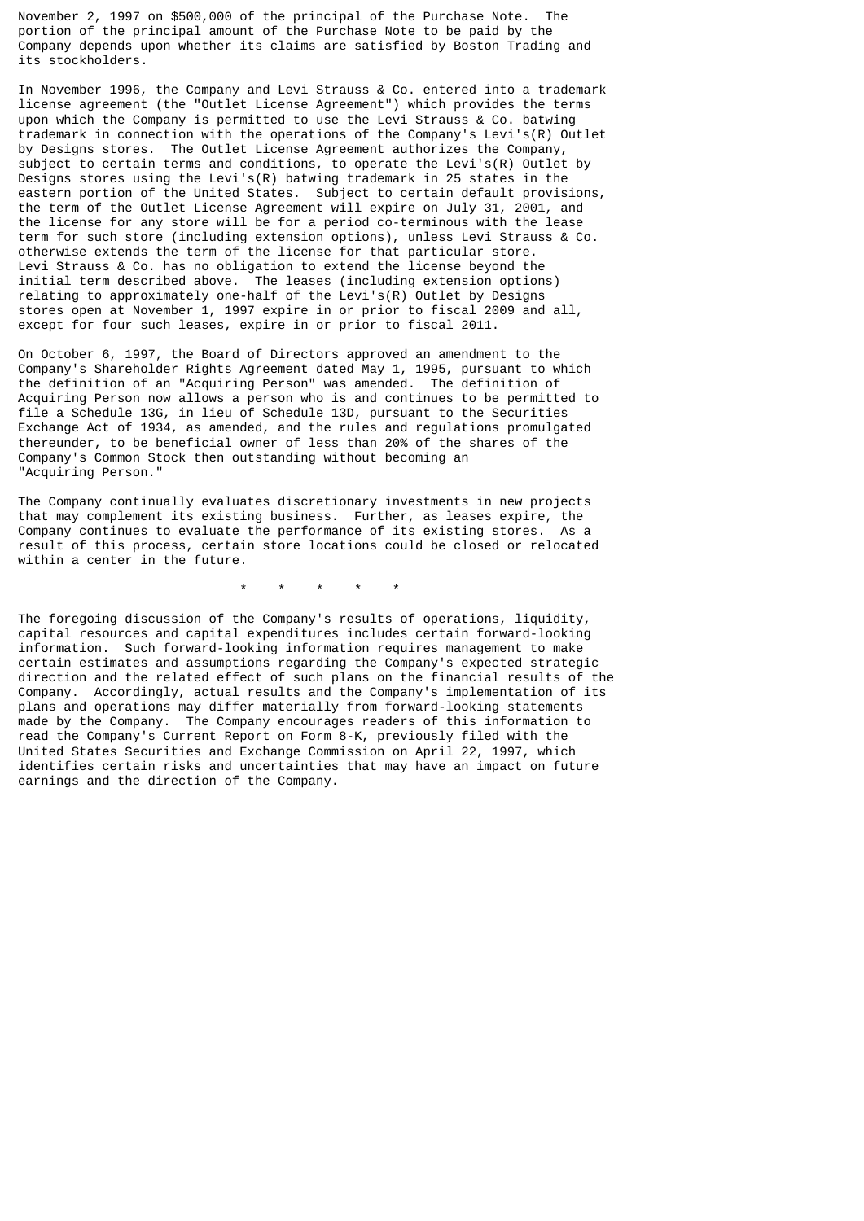November 2, 1997 on $500,000 of the principal of the Purchase Note. The portion of the principal amount of the Purchase Note to be paid by the Company depends upon whether its claims are satisfied by Boston Trading and its stockholders.

In November 1996, the Company and Levi Strauss & Co. entered into a trademark license agreement (the "Outlet License Agreement") which provides the terms upon which the Company is permitted to use the Levi Strauss & Co. batwing trademark in connection with the operations of the Company's Levi's(R) Outlet by Designs stores. The Outlet License Agreement authorizes the Company, subject to certain terms and conditions, to operate the Levi's(R) Outlet by Designs stores using the Levi's(R) batwing trademark in 25 states in the eastern portion of the United States. Subject to certain default provisions, the term of the Outlet License Agreement will expire on July 31, 2001, and the license for any store will be for a period co-terminous with the lease term for such store (including extension options), unless Levi Strauss & Co. otherwise extends the term of the license for that particular store. Levi Strauss & Co. has no obligation to extend the license beyond the initial term described above. The leases (including extension options) relating to approximately one-half of the Levi's(R) Outlet by Designs stores open at November 1, 1997 expire in or prior to fiscal 2009 and all, except for four such leases, expire in or prior to fiscal 2011.

On October 6, 1997, the Board of Directors approved an amendment to the Company's Shareholder Rights Agreement dated May 1, 1995, pursuant to which the definition of an "Acquiring Person" was amended. The definition of Acquiring Person now allows a person who is and continues to be permitted to file a Schedule 13G, in lieu of Schedule 13D, pursuant to the Securities Exchange Act of 1934, as amended, and the rules and regulations promulgated thereunder, to be beneficial owner of less than 20% of the shares of the Company's Common Stock then outstanding without becoming an "Acquiring Person."

The Company continually evaluates discretionary investments in new projects that may complement its existing business. Further, as leases expire, the Company continues to evaluate the performance of its existing stores. As a result of this process, certain store locations could be closed or relocated within a center in the future.

\* \* \* \* \*

The foregoing discussion of the Company's results of operations, liquidity, capital resources and capital expenditures includes certain forward-looking information. Such forward-looking information requires management to make certain estimates and assumptions regarding the Company's expected strategic direction and the related effect of such plans on the financial results of the Company. Accordingly, actual results and the Company's implementation of its plans and operations may differ materially from forward-looking statements made by the Company. The Company encourages readers of this information to read the Company's Current Report on Form 8-K, previously filed with the United States Securities and Exchange Commission on April 22, 1997, which identifies certain risks and uncertainties that may have an impact on future earnings and the direction of the Company.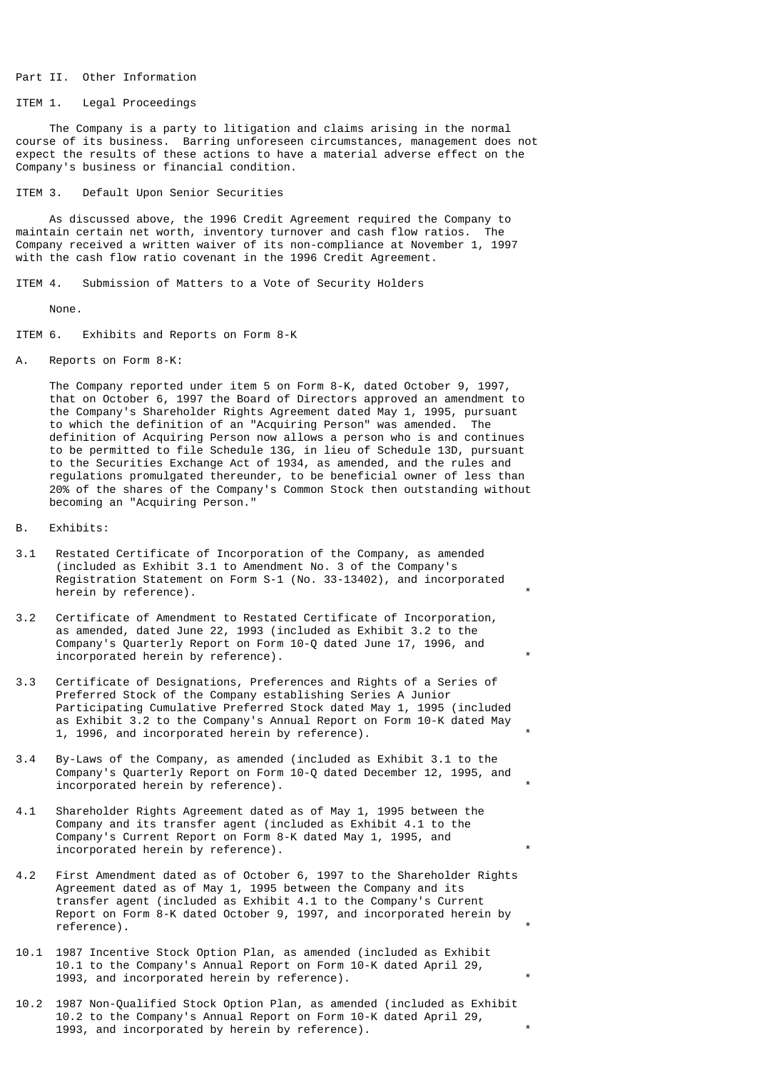Part II. Other Information

ITEM 1. Legal Proceedings

The Company is a party to litigation and claims arising in the normal course of its business. Barring unforeseen circumstances, management does not expect the results of these actions to have a material adverse effect on the Company's business or financial condition.

ITEM 3. Default Upon Senior Securities

As discussed above, the 1996 Credit Agreement required the Company to maintain certain net worth, inventory turnover and cash flow ratios. The Company received a written waiver of its non-compliance at November 1, 1997 with the cash flow ratio covenant in the 1996 Credit Agreement.

ITEM 4. Submission of Matters to a Vote of Security Holders

None.

ITEM 6. Exhibits and Reports on Form 8-K

A. Reports on Form 8-K:

The Company reported under item 5 on Form 8-K, dated October 9, 1997, that on October 6, 1997 the Board of Directors approved an amendment to the Company's Shareholder Rights Agreement dated May 1, 1995, pursuant to which the definition of an "Acquiring Person" was amended. The definition of Acquiring Person now allows a person who is and continues to be permitted to file Schedule 13G, in lieu of Schedule 13D, pursuant to the Securities Exchange Act of 1934, as amended, and the rules and regulations promulgated thereunder, to be beneficial owner of less than 20% of the shares of the Company's Common Stock then outstanding without becoming an "Acquiring Person."

B. Exhibits:

3.1 Restated Certificate of Incorporation of the Company, as amended (included as Exhibit 3.1 to Amendment No. 3 of the Company's Registration Statement on Form S-1 (No. 33-13402), and incorporated herein by reference). *

3.2 Certificate of Amendment to Restated Certificate of Incorporation, as amended, dated June 22, 1993 (included as Exhibit 3.2 to the Company's Quarterly Report on Form 10-Q dated June 17, 1996, and incorporated herein by reference). *

3.3 Certificate of Designations, Preferences and Rights of a Series of Preferred Stock of the Company establishing Series A Junior Participating Cumulative Preferred Stock dated May 1, 1995 (included as Exhibit 3.2 to the Company's Annual Report on Form 10-K dated May 1, 1996, and incorporated herein by reference). *

3.4 By-Laws of the Company, as amended (included as Exhibit 3.1 to the Company's Quarterly Report on Form 10-Q dated December 12, 1995, and incorporated herein by reference). *

4.1 Shareholder Rights Agreement dated as of May 1, 1995 between the Company and its transfer agent (included as Exhibit 4.1 to the Company's Current Report on Form 8-K dated May 1, 1995, and incorporated herein by reference). *

4.2 First Amendment dated as of October 6, 1997 to the Shareholder Rights Agreement dated as of May 1, 1995 between the Company and its transfer agent (included as Exhibit 4.1 to the Company's Current Report on Form 8-K dated October 9, 1997, and incorporated herein by reference). *

10.1 1987 Incentive Stock Option Plan, as amended (included as Exhibit 10.1 to the Company's Annual Report on Form 10-K dated April 29, 1993, and incorporated herein by reference). *

10.2 1987 Non-Qualified Stock Option Plan, as amended (included as Exhibit 10.2 to the Company's Annual Report on Form 10-K dated April 29, 1993, and incorporated by herein by reference). *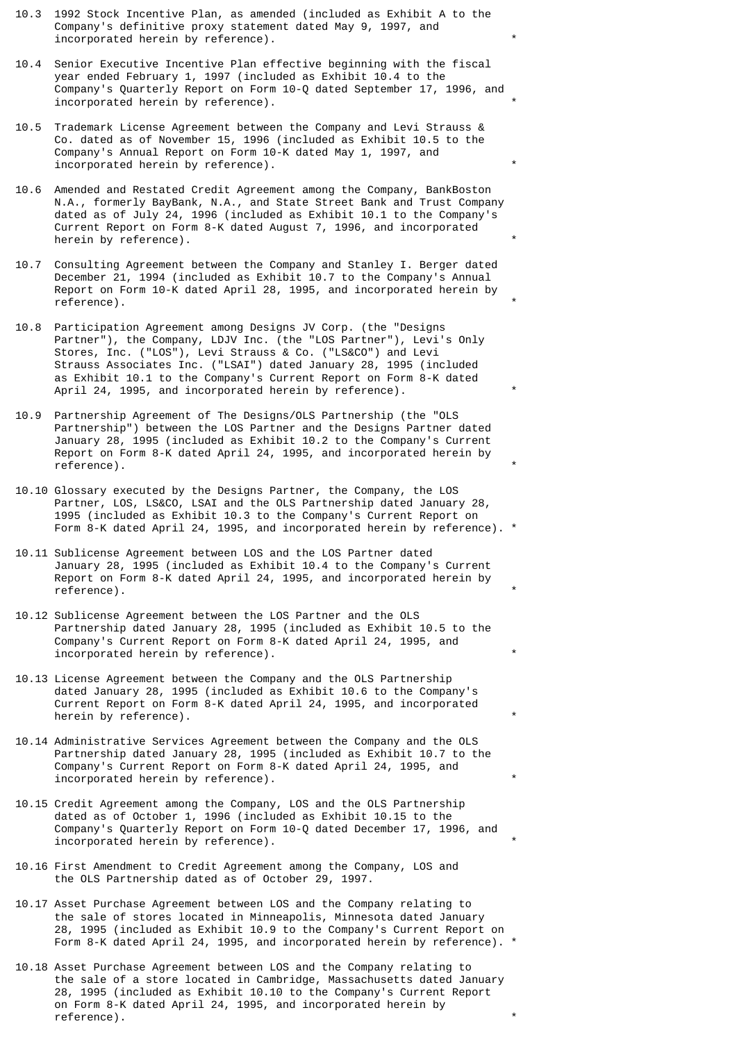10.3 1992 Stock Incentive Plan, as amended (included as Exhibit A to the Company's definitive proxy statement dated May 9, 1997, and incorporated herein by reference). *

10.4 Senior Executive Incentive Plan effective beginning with the fiscal year ended February 1, 1997 (included as Exhibit 10.4 to the Company's Quarterly Report on Form 10-Q dated September 17, 1996, and incorporated herein by reference). *

10.5 Trademark License Agreement between the Company and Levi Strauss & Co. dated as of November 15, 1996 (included as Exhibit 10.5 to the Company's Annual Report on Form 10-K dated May 1, 1997, and incorporated herein by reference). *

10.6 Amended and Restated Credit Agreement among the Company, BankBoston N.A., formerly BayBank, N.A., and State Street Bank and Trust Company dated as of July 24, 1996 (included as Exhibit 10.1 to the Company's Current Report on Form 8-K dated August 7, 1996, and incorporated herein by reference). *

10.7 Consulting Agreement between the Company and Stanley I. Berger dated December 21, 1994 (included as Exhibit 10.7 to the Company's Annual Report on Form 10-K dated April 28, 1995, and incorporated herein by reference). *

10.8 Participation Agreement among Designs JV Corp. (the "Designs Partner"), the Company, LDJV Inc. (the "LOS Partner"), Levi's Only Stores, Inc. ("LOS"), Levi Strauss & Co. ("LS&CO") and Levi Strauss Associates Inc. ("LSAI") dated January 28, 1995 (included as Exhibit 10.1 to the Company's Current Report on Form 8-K dated April 24, 1995, and incorporated herein by reference). *

10.9 Partnership Agreement of The Designs/OLS Partnership (the "OLS Partnership") between the LOS Partner and the Designs Partner dated January 28, 1995 (included as Exhibit 10.2 to the Company's Current Report on Form 8-K dated April 24, 1995, and incorporated herein by reference). *

10.10 Glossary executed by the Designs Partner, the Company, the LOS Partner, LOS, LS&CO, LSAI and the OLS Partnership dated January 28, 1995 (included as Exhibit 10.3 to the Company's Current Report on Form 8-K dated April 24, 1995, and incorporated herein by reference). *

10.11 Sublicense Agreement between LOS and the LOS Partner dated January 28, 1995 (included as Exhibit 10.4 to the Company's Current Report on Form 8-K dated April 24, 1995, and incorporated herein by reference). *

10.12 Sublicense Agreement between the LOS Partner and the OLS Partnership dated January 28, 1995 (included as Exhibit 10.5 to the Company's Current Report on Form 8-K dated April 24, 1995, and incorporated herein by reference). *

10.13 License Agreement between the Company and the OLS Partnership dated January 28, 1995 (included as Exhibit 10.6 to the Company's Current Report on Form 8-K dated April 24, 1995, and incorporated herein by reference). *

10.14 Administrative Services Agreement between the Company and the OLS Partnership dated January 28, 1995 (included as Exhibit 10.7 to the Company's Current Report on Form 8-K dated April 24, 1995, and incorporated herein by reference). *

10.15 Credit Agreement among the Company, LOS and the OLS Partnership dated as of October 1, 1996 (included as Exhibit 10.15 to the Company's Quarterly Report on Form 10-Q dated December 17, 1996, and incorporated herein by reference). *

10.16 First Amendment to Credit Agreement among the Company, LOS and the OLS Partnership dated as of October 29, 1997.

10.17 Asset Purchase Agreement between LOS and the Company relating to the sale of stores located in Minneapolis, Minnesota dated January 28, 1995 (included as Exhibit 10.9 to the Company's Current Report on Form 8-K dated April 24, 1995, and incorporated herein by reference). *

10.18 Asset Purchase Agreement between LOS and the Company relating to the sale of a store located in Cambridge, Massachusetts dated January 28, 1995 (included as Exhibit 10.10 to the Company's Current Report on Form 8-K dated April 24, 1995, and incorporated herein by reference). *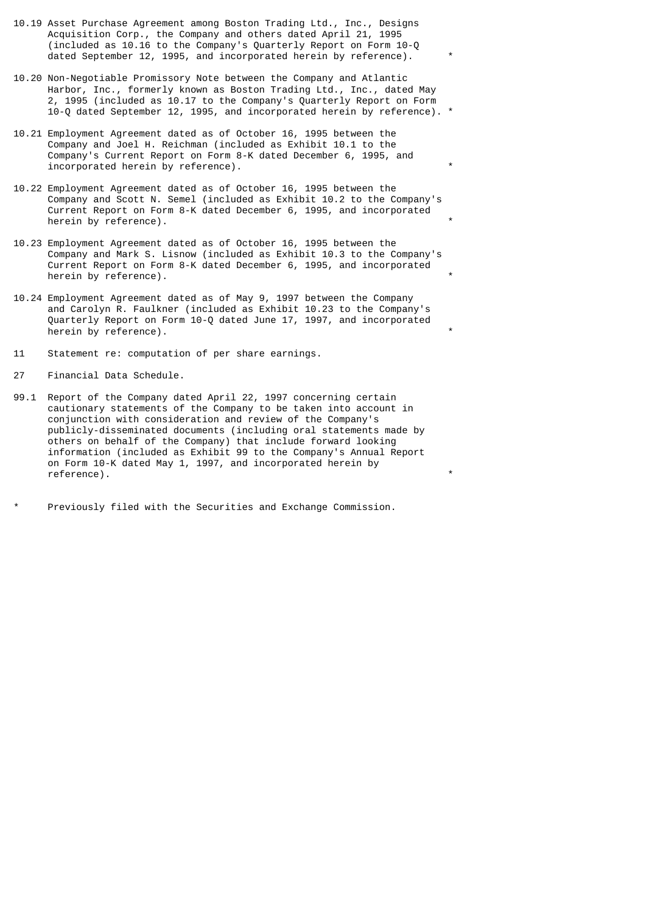10.19 Asset Purchase Agreement among Boston Trading Ltd., Inc., Designs Acquisition Corp., the Company and others dated April 21, 1995 (included as 10.16 to the Company's Quarterly Report on Form 10-Q dated September 12, 1995, and incorporated herein by reference). *

10.20 Non-Negotiable Promissory Note between the Company and Atlantic Harbor, Inc., formerly known as Boston Trading Ltd., Inc., dated May 2, 1995 (included as 10.17 to the Company's Quarterly Report on Form 10-Q dated September 12, 1995, and incorporated herein by reference). *

10.21 Employment Agreement dated as of October 16, 1995 between the Company and Joel H. Reichman (included as Exhibit 10.1 to the Company's Current Report on Form 8-K dated December 6, 1995, and incorporated herein by reference). *

10.22 Employment Agreement dated as of October 16, 1995 between the Company and Scott N. Semel (included as Exhibit 10.2 to the Company's Current Report on Form 8-K dated December 6, 1995, and incorporated herein by reference). *

10.23 Employment Agreement dated as of October 16, 1995 between the Company and Mark S. Lisnow (included as Exhibit 10.3 to the Company's Current Report on Form 8-K dated December 6, 1995, and incorporated herein by reference). *

10.24 Employment Agreement dated as of May 9, 1997 between the Company and Carolyn R. Faulkner (included as Exhibit 10.23 to the Company's Quarterly Report on Form 10-Q dated June 17, 1997, and incorporated herein by reference). *

11 Statement re: computation of per share earnings.

27 Financial Data Schedule.

99.1 Report of the Company dated April 22, 1997 concerning certain cautionary statements of the Company to be taken into account in conjunction with consideration and review of the Company's publicly-disseminated documents (including oral statements made by others on behalf of the Company) that include forward looking information (included as Exhibit 99 to the Company's Annual Report on Form 10-K dated May 1, 1997, and incorporated herein by reference). *

\* Previously filed with the Securities and Exchange Commission.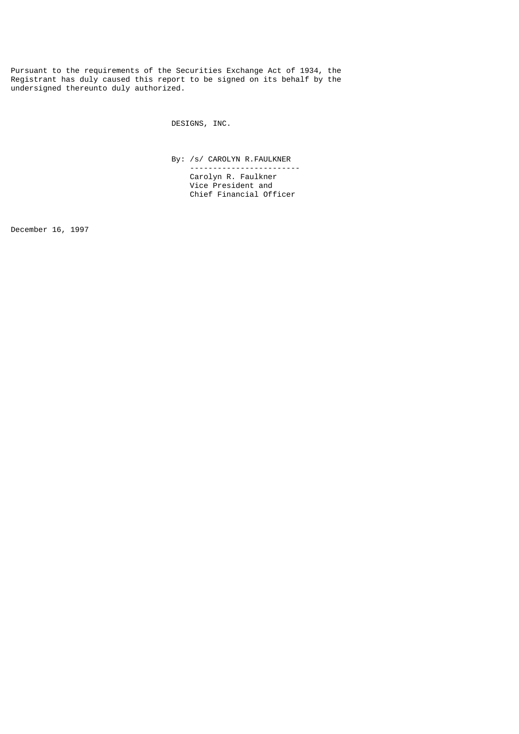Pursuant to the requirements of the Securities Exchange Act of 1934, the Registrant has duly caused this report to be signed on its behalf by the undersigned thereunto duly authorized.

DESIGNS, INC.

By: /s/ CAROLYN R.FAULKNER

Carolyn R. Faulkner
Vice President and
Chief Financial Officer

December 16, 1997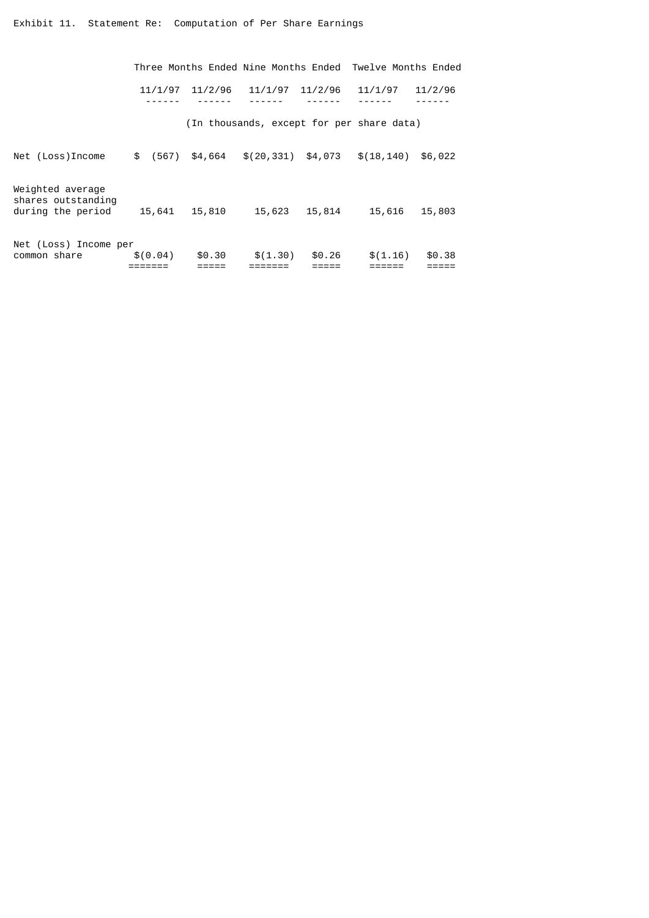Exhibit 11. Statement Re: Computation of Per Share Earnings

| | Three Months Ended | | Nine Months Ended | | Twelve Months Ended | |
|---|---|---|---|---|---|---|
| | 11/1/97 | 11/2/96 | 11/1/97 | 11/2/96 | 11/1/97 | 11/2/96 |
| | (In thousands, except for per share data) | | | | | |
| Net (Loss)Income | $ (567) | $4,664 | $(20,331) | $4,073 | $(18,140) | $6,022 |
| Weighted average shares outstanding during the period | 15,641 | 15,810 | 15,623 | 15,814 | 15,616 | 15,803 |
| Net (Loss) Income per common share | $(0.04) | $0.30 | $(1.30) | $0.26 | $(1.16) | $0.38 |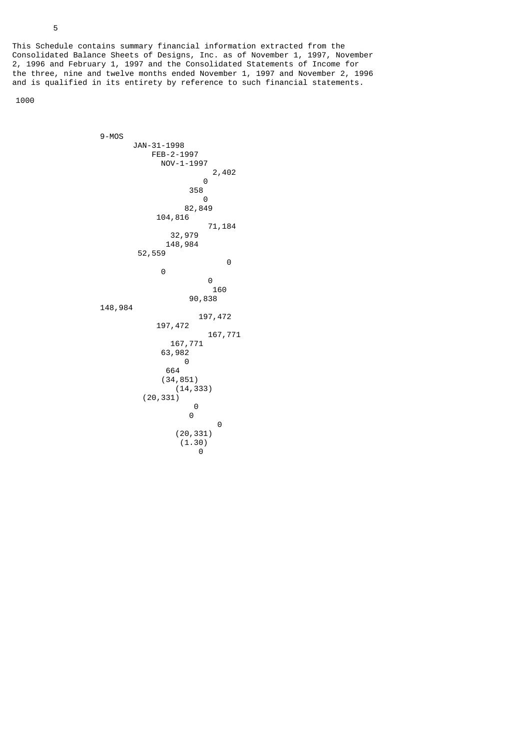5

This Schedule contains summary financial information extracted from the Consolidated Balance Sheets of Designs, Inc. as of November 1, 1997, November 2, 1996 and February 1, 1997 and the Consolidated Statements of Income for the three, nine and twelve months ended November 1, 1997 and November 2, 1996 and is qualified in its entirety by reference to such financial statements.

1000

```
9-MOS
       JAN-31-1998
           FEB-2-1997
             NOV-1-1997
                        2,402
                            0
                          358
                            0
                       82,849
                  104,816
                       71,184
                     32,979
                    148,984
              52,559
                            0
                0
                            0
                          160
                       90,838
148,984
                      197,472
            197,472
                      167,771
                167,771
              63,982
                    0
             664
            (34,851)
               (14,333)
         (20,331)
                    0
                   0
                          0
               (20,331)
                (1.30)
                     0
```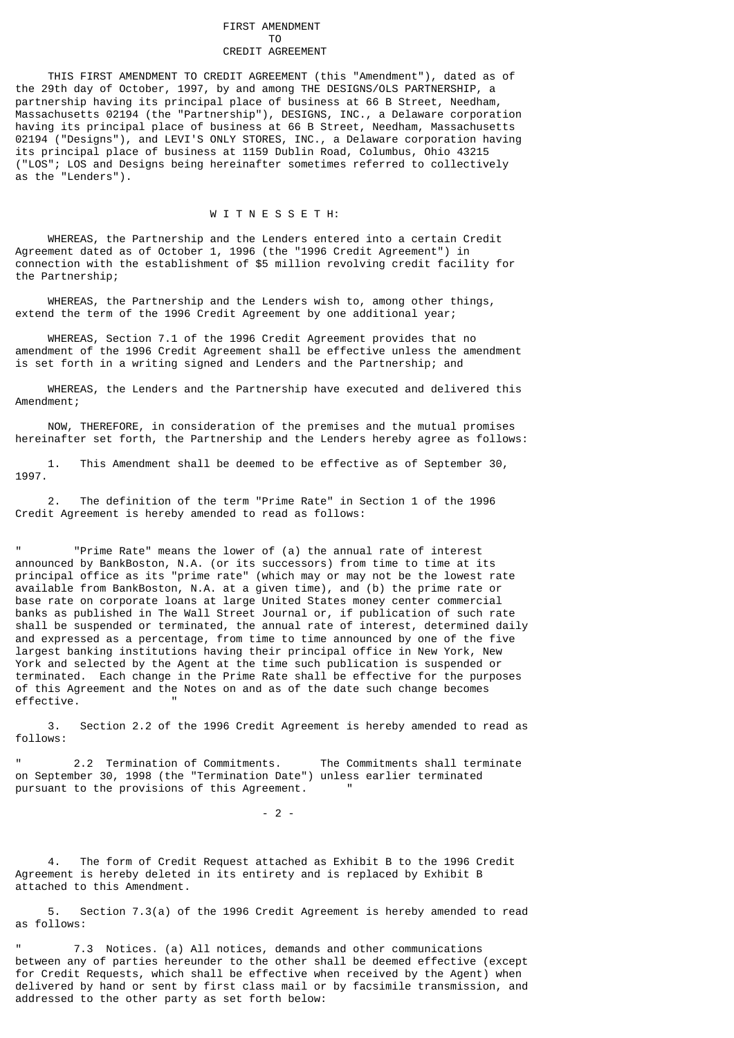# FIRST AMENDMENT
# TO
# CREDIT AGREEMENT

THIS FIRST AMENDMENT TO CREDIT AGREEMENT (this "Amendment"), dated as of the 29th day of October, 1997, by and among THE DESIGNS/OLS PARTNERSHIP, a partnership having its principal place of business at 66 B Street, Needham, Massachusetts 02194 (the "Partnership"), DESIGNS, INC., a Delaware corporation having its principal place of business at 66 B Street, Needham, Massachusetts 02194 ("Designs"), and LEVI'S ONLY STORES, INC., a Delaware corporation having its principal place of business at 1159 Dublin Road, Columbus, Ohio 43215 ("LOS"; LOS and Designs being hereinafter sometimes referred to collectively as the "Lenders").

W I T N E S S E T H:

WHEREAS, the Partnership and the Lenders entered into a certain Credit Agreement dated as of October 1, 1996 (the "1996 Credit Agreement") in connection with the establishment of $5 million revolving credit facility for the Partnership;

WHEREAS, the Partnership and the Lenders wish to, among other things, extend the term of the 1996 Credit Agreement by one additional year;

WHEREAS, Section 7.1 of the 1996 Credit Agreement provides that no amendment of the 1996 Credit Agreement shall be effective unless the amendment is set forth in a writing signed and Lenders and the Partnership; and

WHEREAS, the Lenders and the Partnership have executed and delivered this Amendment;

NOW, THEREFORE, in consideration of the premises and the mutual promises hereinafter set forth, the Partnership and the Lenders hereby agree as follows:

1. This Amendment shall be deemed to be effective as of September 30, 1997.

2. The definition of the term "Prime Rate" in Section 1 of the 1996 Credit Agreement is hereby amended to read as follows:

" "Prime Rate" means the lower of (a) the annual rate of interest announced by BankBoston, N.A. (or its successors) from time to time at its principal office as its "prime rate" (which may or may not be the lowest rate available from BankBoston, N.A. at a given time), and (b) the prime rate or base rate on corporate loans at large United States money center commercial banks as published in The Wall Street Journal or, if publication of such rate shall be suspended or terminated, the annual rate of interest, determined daily and expressed as a percentage, from time to time announced by one of the five largest banking institutions having their principal office in New York, New York and selected by the Agent at the time such publication is suspended or terminated. Each change in the Prime Rate shall be effective for the purposes of this Agreement and the Notes on and as of the date such change becomes effective. "

3. Section 2.2 of the 1996 Credit Agreement is hereby amended to read as follows:

" 2.2 Termination of Commitments. The Commitments shall terminate on September 30, 1998 (the "Termination Date") unless earlier terminated pursuant to the provisions of this Agreement. "

4. The form of Credit Request attached as Exhibit B to the 1996 Credit Agreement is hereby deleted in its entirety and is replaced by Exhibit B attached to this Amendment.

5. Section 7.3(a) of the 1996 Credit Agreement is hereby amended to read as follows:

" 7.3 Notices. (a) All notices, demands and other communications between any of parties hereunder to the other shall be deemed effective (except for Credit Requests, which shall be effective when received by the Agent) when delivered by hand or sent by first class mail or by facsimile transmission, and addressed to the other party as set forth below: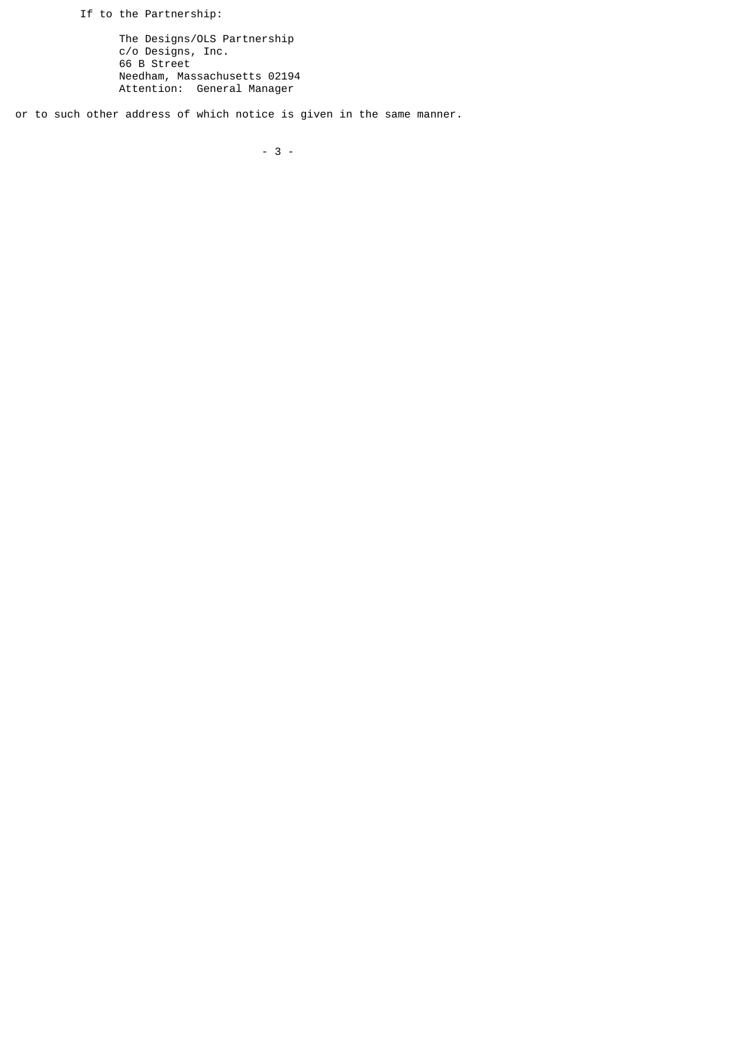If to the Partnership:

The Designs/OLS Partnership  
c/o Designs, Inc.  
66 B Street  
Needham, Massachusetts 02194  
Attention: General Manager

or to such other address of which notice is given in the same manner.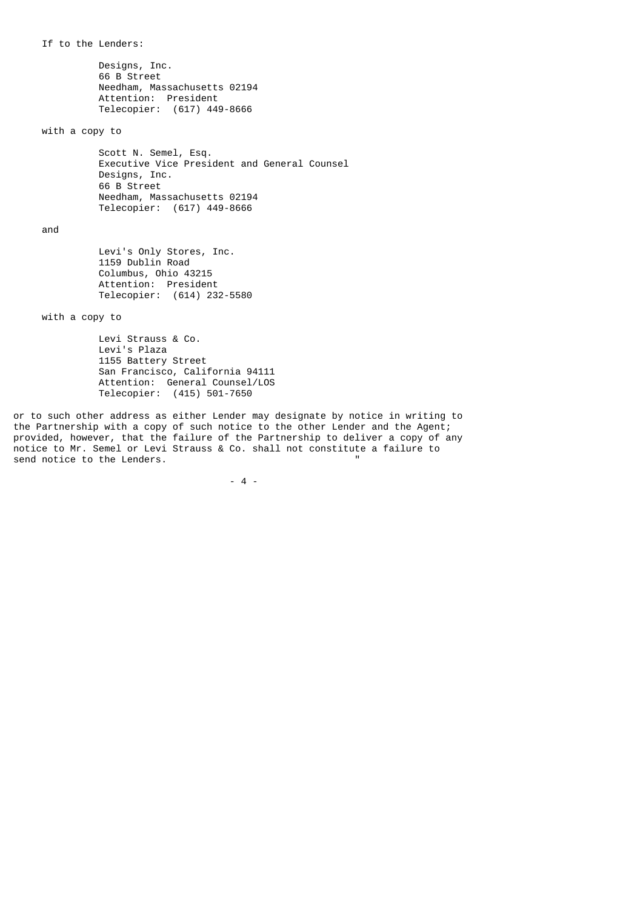If to the Lenders:

Designs, Inc.
66 B Street
Needham, Massachusetts 02194
Attention: President
Telecopier: (617) 449-8666

with a copy to

Scott N. Semel, Esq.
Executive Vice President and General Counsel
Designs, Inc.
66 B Street
Needham, Massachusetts 02194
Telecopier: (617) 449-8666

and

Levi's Only Stores, Inc.
1159 Dublin Road
Columbus, Ohio 43215
Attention: President
Telecopier: (614) 232-5580

with a copy to

Levi Strauss & Co.
Levi's Plaza
1155 Battery Street
San Francisco, California 94111
Attention: General Counsel/LOS
Telecopier: (415) 501-7650

or to such other address as either Lender may designate by notice in writing to the Partnership with a copy of such notice to the other Lender and the Agent; provided, however, that the failure of the Partnership to deliver a copy of any notice to Mr. Semel or Levi Strauss & Co. shall not constitute a failure to send notice to the Lenders. "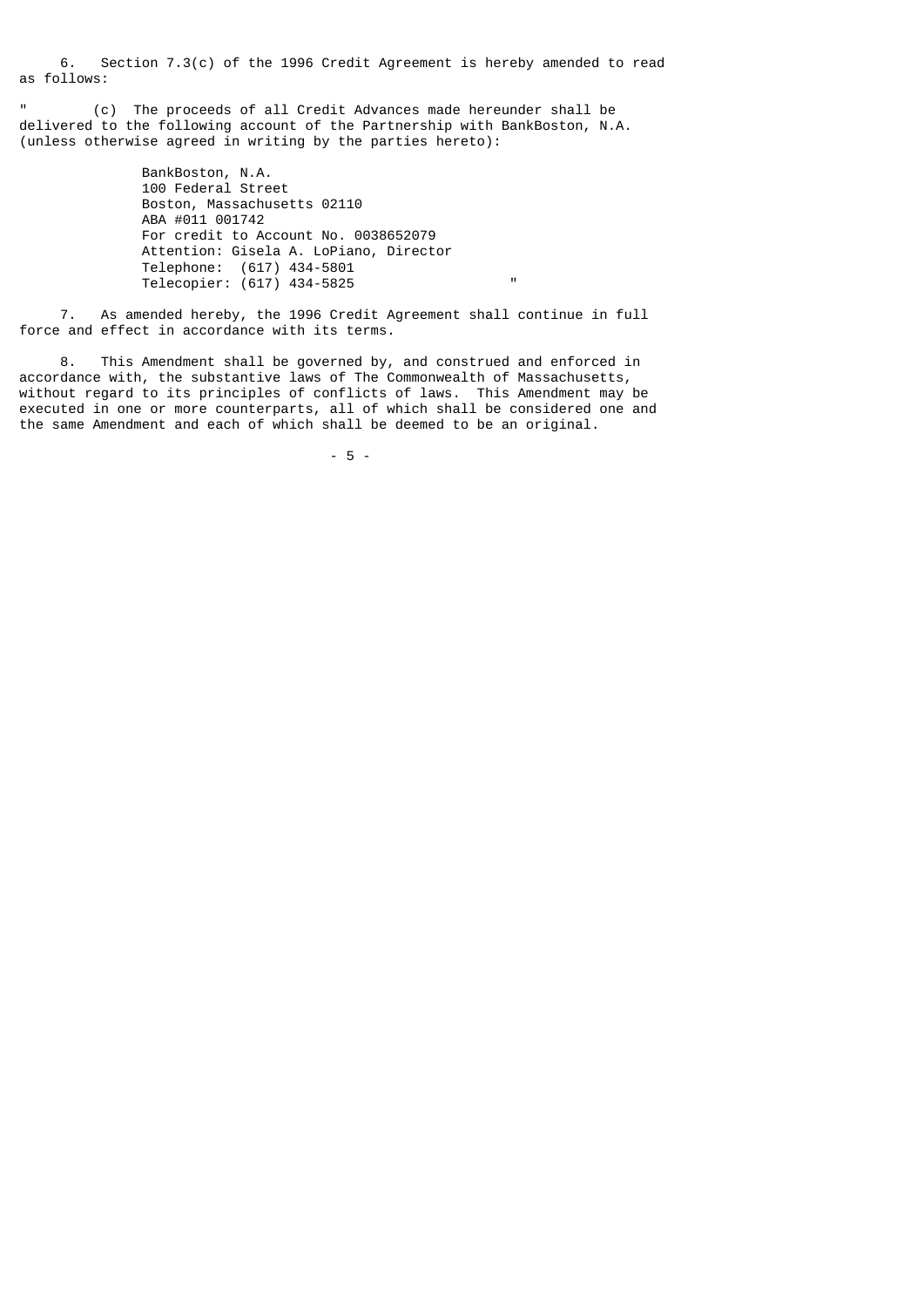6. Section 7.3(c) of the 1996 Credit Agreement is hereby amended to read as follows:

" (c) The proceeds of all Credit Advances made hereunder shall be delivered to the following account of the Partnership with BankBoston, N.A. (unless otherwise agreed in writing by the parties hereto):

> BankBoston, N.A.
> 100 Federal Street
> Boston, Massachusetts 02110
> ABA #011 001742
> For credit to Account No. 0038652079
> Attention: Gisela A. LoPiano, Director
> Telephone: (617) 434-5801
> Telecopier: (617) 434-5825 "

7. As amended hereby, the 1996 Credit Agreement shall continue in full force and effect in accordance with its terms.

8. This Amendment shall be governed by, and construed and enforced in accordance with, the substantive laws of The Commonwealth of Massachusetts, without regard to its principles of conflicts of laws. This Amendment may be executed in one or more counterparts, all of which shall be considered one and the same Amendment and each of which shall be deemed to be an original.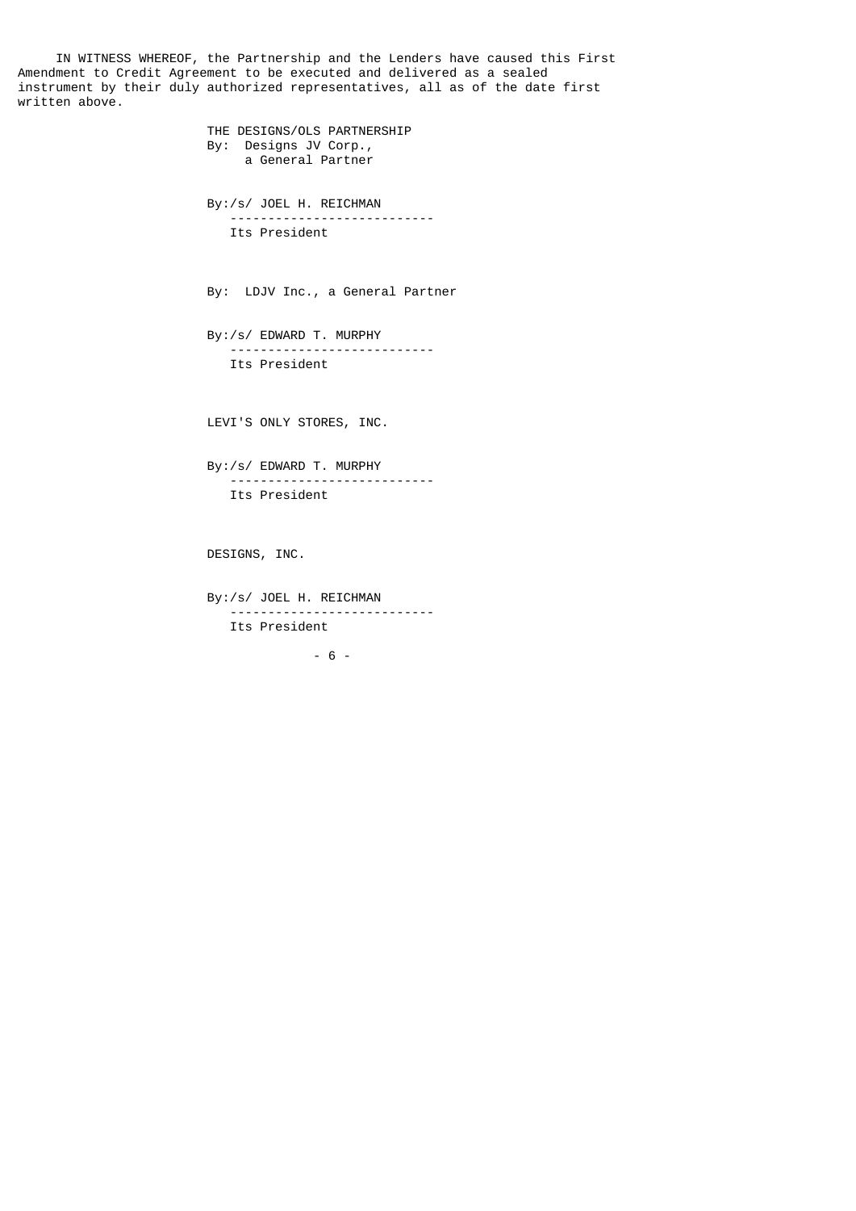IN WITNESS WHEREOF, the Partnership and the Lenders have caused this First Amendment to Credit Agreement to be executed and delivered as a sealed instrument by their duly authorized representatives, all as of the date first written above.

THE DESIGNS/OLS PARTNERSHIP
By: Designs JV Corp.,
a General Partner

By:/s/ JOEL H. REICHMAN
---------------------------
Its President

By: LDJV Inc., a General Partner

By:/s/ EDWARD T. MURPHY
---------------------------
Its President

LEVI'S ONLY STORES, INC.

By:/s/ EDWARD T. MURPHY
---------------------------
Its President

DESIGNS, INC.

By:/s/ JOEL H. REICHMAN
---------------------------
Its President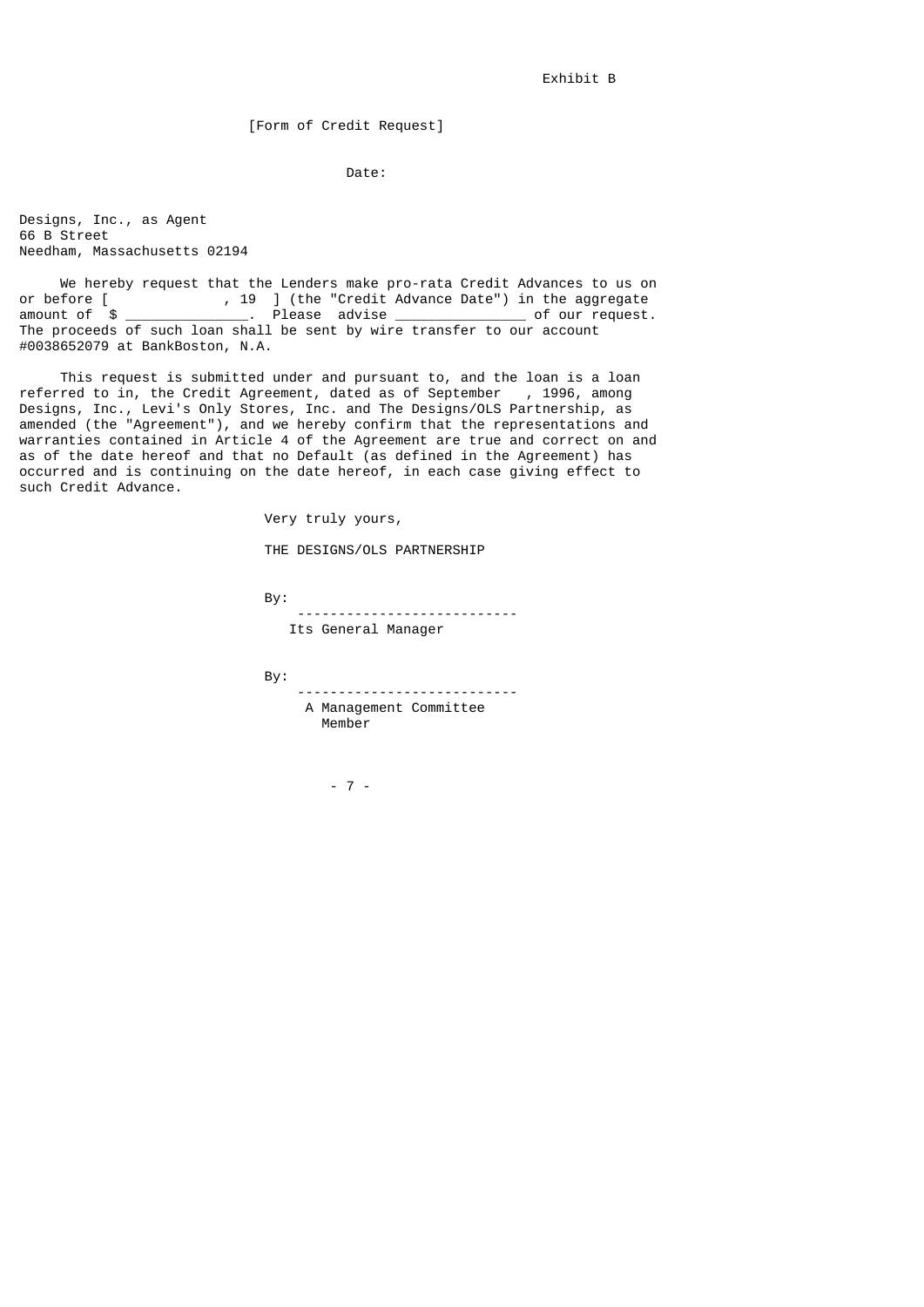Exhibit B

[Form of Credit Request]

Date:

Designs, Inc., as Agent
66 B Street
Needham, Massachusetts 02194

We hereby request that the Lenders make pro-rata Credit Advances to us on or before [              , 19  ] (the "Credit Advance Date") in the aggregate amount of $ _______________. Please advise ________________ of our request. The proceeds of such loan shall be sent by wire transfer to our account #0038652079 at BankBoston, N.A.

This request is submitted under and pursuant to, and the loan is a loan referred to in, the Credit Agreement, dated as of September   , 1996, among Designs, Inc., Levi's Only Stores, Inc. and The Designs/OLS Partnership, as amended (the "Agreement"), and we hereby confirm that the representations and warranties contained in Article 4 of the Agreement are true and correct on and as of the date hereof and that no Default (as defined in the Agreement) has occurred and is continuing on the date hereof, in each case giving effect to such Credit Advance.

Very truly yours,

THE DESIGNS/OLS PARTNERSHIP

By:
---------------------------
Its General Manager

By:
---------------------------
A Management Committee Member